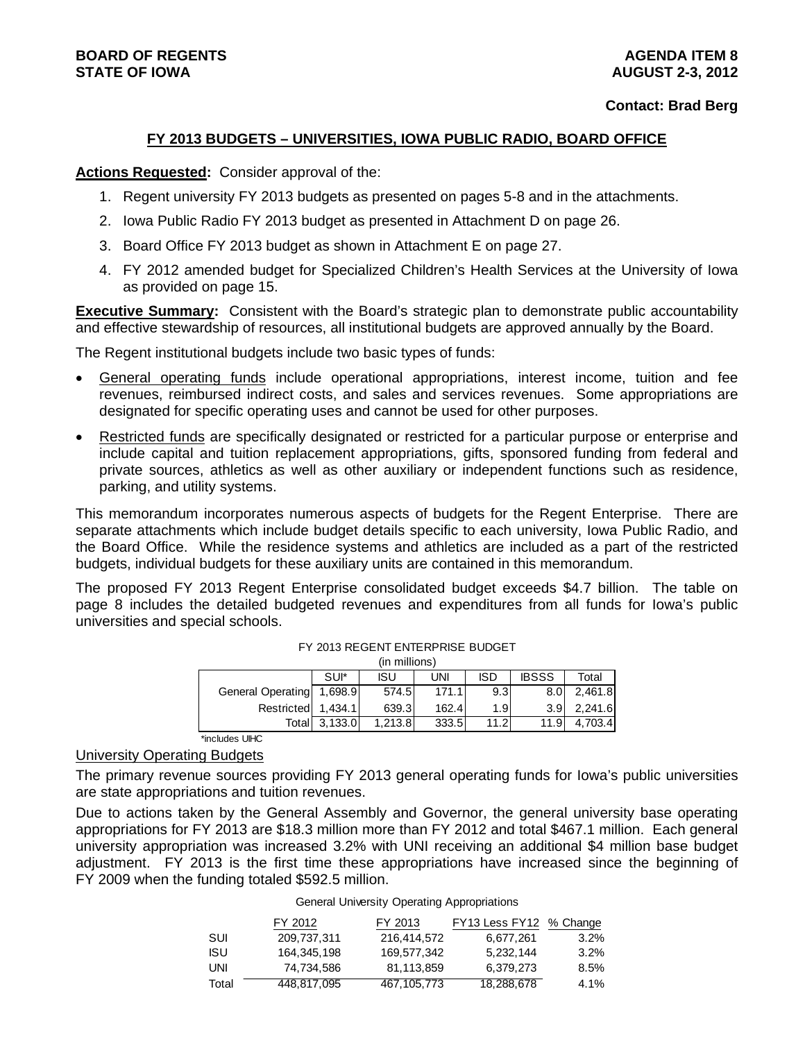**BOARD OF REGENTS**
**STATE OF IOWA**

**AGENDA ITEM 8**
**AUGUST 2-3, 2012**

**Contact: Brad Berg**

## FY 2013 BUDGETS – UNIVERSITIES, IOWA PUBLIC RADIO, BOARD OFFICE

**Actions Requested:** Consider approval of the:

1. Regent university FY 2013 budgets as presented on pages 5-8 and in the attachments.
2. Iowa Public Radio FY 2013 budget as presented in Attachment D on page 26.
3. Board Office FY 2013 budget as shown in Attachment E on page 27.
4. FY 2012 amended budget for Specialized Children's Health Services at the University of Iowa as provided on page 15.

**Executive Summary:** Consistent with the Board's strategic plan to demonstrate public accountability and effective stewardship of resources, all institutional budgets are approved annually by the Board.

The Regent institutional budgets include two basic types of funds:

- General operating funds include operational appropriations, interest income, tuition and fee revenues, reimbursed indirect costs, and sales and services revenues. Some appropriations are designated for specific operating uses and cannot be used for other purposes.
- Restricted funds are specifically designated or restricted for a particular purpose or enterprise and include capital and tuition replacement appropriations, gifts, sponsored funding from federal and private sources, athletics as well as other auxiliary or independent functions such as residence, parking, and utility systems.

This memorandum incorporates numerous aspects of budgets for the Regent Enterprise. There are separate attachments which include budget details specific to each university, Iowa Public Radio, and the Board Office. While the residence systems and athletics are included as a part of the restricted budgets, individual budgets for these auxiliary units are contained in this memorandum.

The proposed FY 2013 Regent Enterprise consolidated budget exceeds $4.7 billion. The table on page 8 includes the detailed budgeted revenues and expenditures from all funds for Iowa's public universities and special schools.

FY 2013 REGENT ENTERPRISE BUDGET
(in millions)

| | SUI* | ISU | UNI | ISD | IBSSS | Total |
|---|---|---|---|---|---|---|
| General Operating | 1,698.9 | 574.5 | 171.1 | 9.3 | 8.0 | 2,461.8 |
| Restricted | 1,434.1 | 639.3 | 162.4 | 1.9 | 3.9 | 2,241.6 |
| Total | 3,133.0 | 1,213.8 | 333.5 | 11.2 | 11.9 | 4,703.4 |

*includes UIHC

### University Operating Budgets

The primary revenue sources providing FY 2013 general operating funds for Iowa's public universities are state appropriations and tuition revenues.

Due to actions taken by the General Assembly and Governor, the general university base operating appropriations for FY 2013 are $18.3 million more than FY 2012 and total $467.1 million. Each general university appropriation was increased 3.2% with UNI receiving an additional $4 million base budget adjustment. FY 2013 is the first time these appropriations have increased since the beginning of FY 2009 when the funding totaled $592.5 million.

General University Operating Appropriations

| | FY 2012 | FY 2013 | FY13 Less FY12 | % Change |
|---|---|---|---|---|
| SUI | 209,737,311 | 216,414,572 | 6,677,261 | 3.2% |
| ISU | 164,345,198 | 169,577,342 | 5,232,144 | 3.2% |
| UNI | 74,734,586 | 81,113,859 | 6,379,273 | 8.5% |
| Total | 448,817,095 | 467,105,773 | 18,288,678 | 4.1% |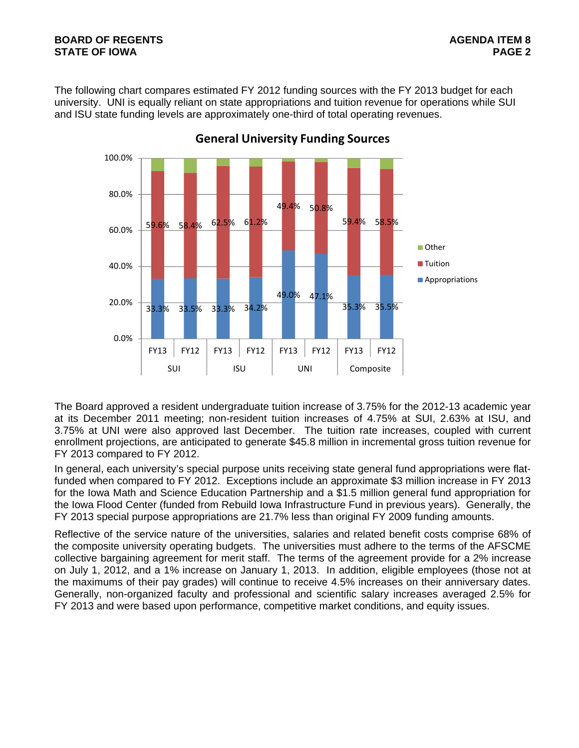The following chart compares estimated FY 2012 funding sources with the FY 2013 budget for each university. UNI is equally reliant on state appropriations and tuition revenue for operations while SUI and ISU state funding levels are approximately one-third of total operating revenues.

**General University Funding Sources**

| | SUI FY13 | SUI FY12 | ISU FY13 | ISU FY12 | UNI FY13 | UNI FY12 | Composite FY13 | Composite FY12 |
|---|---|---|---|---|---|---|---|---|
| Tuition | 59.6% | 58.4% | 62.5% | 61.2% | 49.4% | 50.8% | 59.4% | 58.5% |
| Appropriations | 33.3% | 33.5% | 33.3% | 34.2% | 49.0% | 47.1% | 35.3% | 35.5% |

The Board approved a resident undergraduate tuition increase of 3.75% for the 2012-13 academic year at its December 2011 meeting; non-resident tuition increases of 4.75% at SUI, 2.63% at ISU, and 3.75% at UNI were also approved last December. The tuition rate increases, coupled with current enrollment projections, are anticipated to generate $45.8 million in incremental gross tuition revenue for FY 2013 compared to FY 2012.

In general, each university's special purpose units receiving state general fund appropriations were flat-funded when compared to FY 2012. Exceptions include an approximate $3 million increase in FY 2013 for the Iowa Math and Science Education Partnership and a $1.5 million general fund appropriation for the Iowa Flood Center (funded from Rebuild Iowa Infrastructure Fund in previous years). Generally, the FY 2013 special purpose appropriations are 21.7% less than original FY 2009 funding amounts.

Reflective of the service nature of the universities, salaries and related benefit costs comprise 68% of the composite university operating budgets. The universities must adhere to the terms of the AFSCME collective bargaining agreement for merit staff. The terms of the agreement provide for a 2% increase on July 1, 2012, and a 1% increase on January 1, 2013. In addition, eligible employees (those not at the maximums of their pay grades) will continue to receive 4.5% increases on their anniversary dates. Generally, non-organized faculty and professional and scientific salary increases averaged 2.5% for FY 2013 and were based upon performance, competitive market conditions, and equity issues.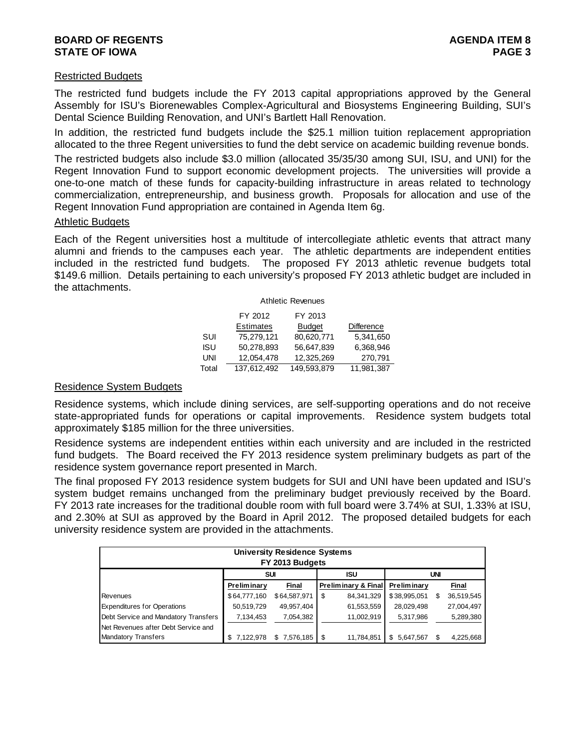### Restricted Budgets

The restricted fund budgets include the FY 2013 capital appropriations approved by the General Assembly for ISU's Biorenewables Complex-Agricultural and Biosystems Engineering Building, SUI's Dental Science Building Renovation, and UNI's Bartlett Hall Renovation.

In addition, the restricted fund budgets include the $25.1 million tuition replacement appropriation allocated to the three Regent universities to fund the debt service on academic building revenue bonds.

The restricted budgets also include $3.0 million (allocated 35/35/30 among SUI, ISU, and UNI) for the Regent Innovation Fund to support economic development projects. The universities will provide a one-to-one match of these funds for capacity-building infrastructure in areas related to technology commercialization, entrepreneurship, and business growth. Proposals for allocation and use of the Regent Innovation Fund appropriation are contained in Agenda Item 6g.

### Athletic Budgets

Each of the Regent universities host a multitude of intercollegiate athletic events that attract many alumni and friends to the campuses each year. The athletic departments are independent entities included in the restricted fund budgets. The proposed FY 2013 athletic revenue budgets total $149.6 million. Details pertaining to each university's proposed FY 2013 athletic budget are included in the attachments.

Athletic Revenues

| | FY 2012 Estimates | FY 2013 Budget | Difference |
|---|---|---|---|
| SUI | 75,279,121 | 80,620,771 | 5,341,650 |
| ISU | 50,278,893 | 56,647,839 | 6,368,946 |
| UNI | 12,054,478 | 12,325,269 | 270,791 |
| Total | 137,612,492 | 149,593,879 | 11,981,387 |

### Residence System Budgets

Residence systems, which include dining services, are self-supporting operations and do not receive state-appropriated funds for operations or capital improvements. Residence system budgets total approximately $185 million for the three universities.

Residence systems are independent entities within each university and are included in the restricted fund budgets. The Board received the FY 2013 residence system preliminary budgets as part of the residence system governance report presented in March.

The final proposed FY 2013 residence system budgets for SUI and UNI have been updated and ISU's system budget remains unchanged from the preliminary budget previously received by the Board. FY 2013 rate increases for the traditional double room with full board were 3.74% at SUI, 1.33% at ISU, and 2.30% at SUI as approved by the Board in April 2012. The proposed detailed budgets for each university residence system are provided in the attachments.

**University Residence Systems**
**FY 2013 Budgets**

| | SUI | | ISU | UNI | |
|---|---|---|---|---|---|
| | **Preliminary** | **Final** | **Preliminary & Final** | **Preliminary** | **Final** |
| Revenues | $ 64,777,160 | $ 64,587,971 | $ 84,341,329 | $ 38,995,051 | $ 36,519,545 |
| Expenditures for Operations | 50,519,729 | 49,957,404 | 61,553,559 | 28,029,498 | 27,004,497 |
| Debt Service and Mandatory Transfers | 7,134,453 | 7,054,382 | 11,002,919 | 5,317,986 | 5,289,380 |
| Net Revenues after Debt Service and Mandatory Transfers | $ 7,122,978 | $ 7,576,185 | $ 11,784,851 | $ 5,647,567 | $ 4,225,668 |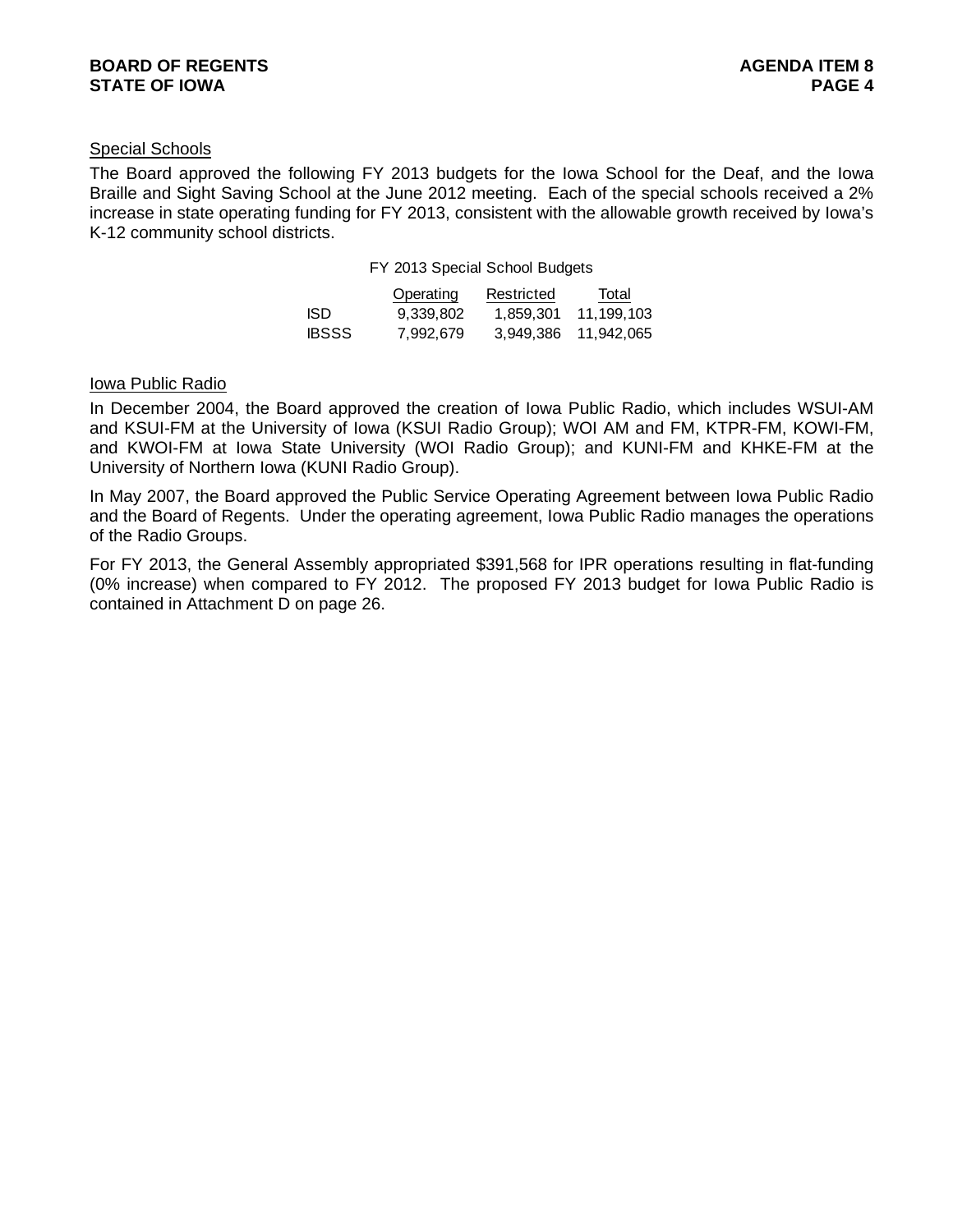## Special Schools

The Board approved the following FY 2013 budgets for the Iowa School for the Deaf, and the Iowa Braille and Sight Saving School at the June 2012 meeting. Each of the special schools received a 2% increase in state operating funding for FY 2013, consistent with the allowable growth received by Iowa's K-12 community school districts.

FY 2013 Special School Budgets

| | Operating | Restricted | Total |
|---|---|---|---|
| ISD | 9,339,802 | 1,859,301 | 11,199,103 |
| IBSSS | 7,992,679 | 3,949,386 | 11,942,065 |

## Iowa Public Radio

In December 2004, the Board approved the creation of Iowa Public Radio, which includes WSUI-AM and KSUI-FM at the University of Iowa (KSUI Radio Group); WOI AM and FM, KTPR-FM, KOWI-FM, and KWOI-FM at Iowa State University (WOI Radio Group); and KUNI-FM and KHKE-FM at the University of Northern Iowa (KUNI Radio Group).

In May 2007, the Board approved the Public Service Operating Agreement between Iowa Public Radio and the Board of Regents. Under the operating agreement, Iowa Public Radio manages the operations of the Radio Groups.

For FY 2013, the General Assembly appropriated $391,568 for IPR operations resulting in flat-funding (0% increase) when compared to FY 2012. The proposed FY 2013 budget for Iowa Public Radio is contained in Attachment D on page 26.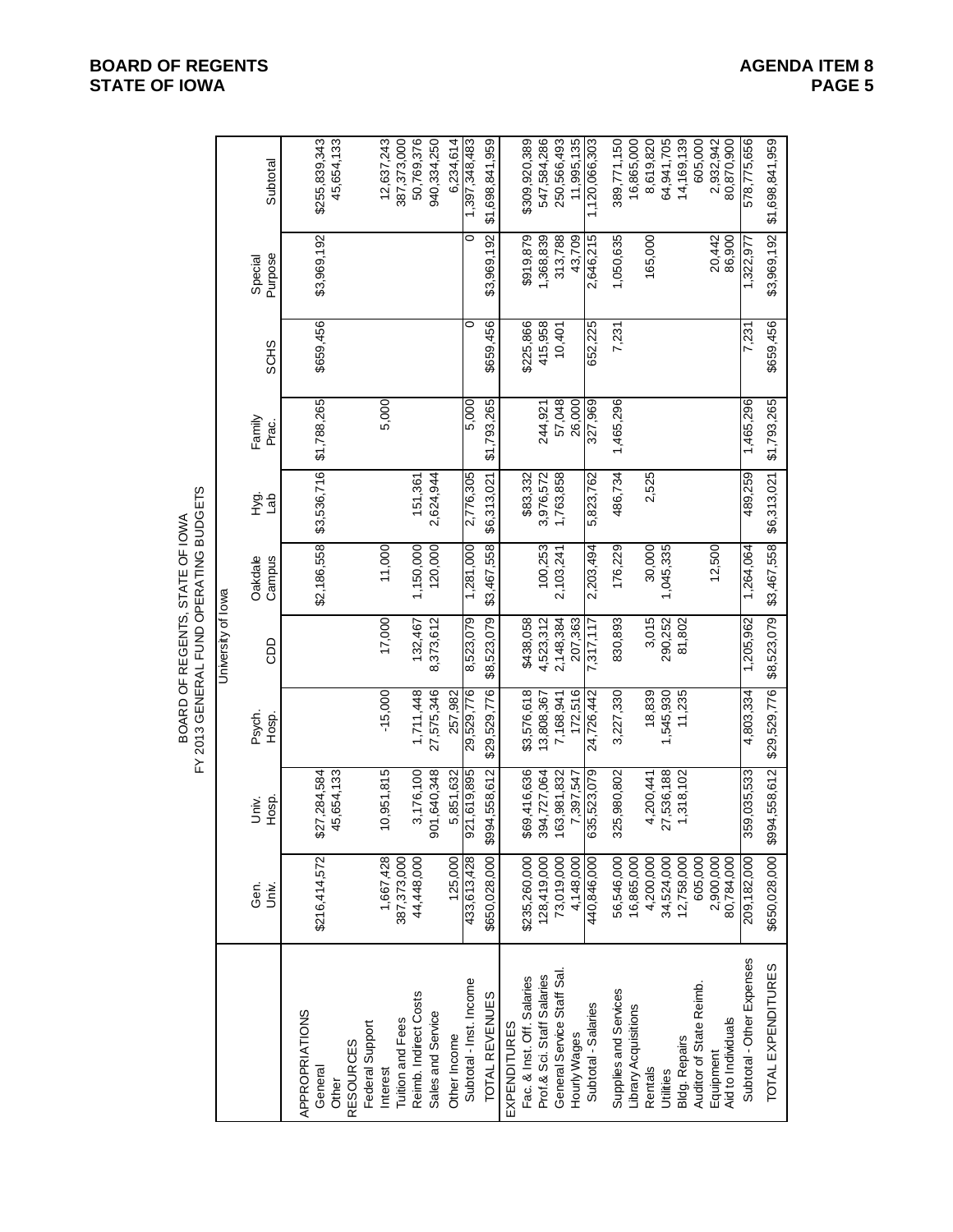BOARD OF REGENTS, STATE OF IOWA
FY 2013 GENERAL FUND OPERATING BUDGETS

| | | | | University of Iowa | | | | | | |
|---|---|---|---|---|---|---|---|---|---|---|
| | Gen. Univ. | Univ. Hosp. | Psych. Hosp. | CDD | Oakdale Campus | Hyg. Lab | Family Prac. | SCHS | Special Purpose | Subtotal |
| APPROPRIATIONS | | | | | | | | | | |
| General | $216,414,572 | $27,284,584 | | | $2,186,558 | $3,536,716 | $1,788,265 | $659,456 | $3,969,192 | $255,839,343 |
| Other | | 45,654,133 | | | | | | | | 45,654,133 |
| RESOURCES | | | | | | | | | | |
| Federal Support | | | | | | | | | | |
| Interest | 1,667,428 | 10,951,815 | -15,000 | 17,000 | 11,000 | | 5,000 | | | 12,637,243 |
| Tuition and Fees | 387,373,000 | | | | | | | | | 387,373,000 |
| Reimb. Indirect Costs | 44,448,000 | 3,176,100 | 1,711,448 | 132,467 | 1,150,000 | 151,361 | | | | 50,769,376 |
| Sales and Service | | 901,640,348 | 27,575,346 | 8,373,612 | 120,000 | 2,624,944 | | | | 940,334,250 |
| Other Income | 125,000 | 5,851,632 | 257,982 | | | | | | | 6,234,614 |
| Subtotal - Inst. Income | 433,613,428 | 921,619,895 | 29,529,776 | 8,523,079 | 1,281,000 | 2,776,305 | 5,000 | 0 | 0 | 1,397,348,483 |
| TOTAL REVENUES | $650,028,000 | $994,558,612 | $29,529,776 | $8,523,079 | $3,467,558 | $6,313,021 | $1,793,265 | $659,456 | $3,969,192 | $1,698,841,959 |
| EXPENDITURES | | | | | | | | | | |
| Fac. & Inst. Off. Salaries | $235,260,000 | $69,416,636 | $3,576,618 | $438,058 | | $83,332 | | $225,866 | $919,879 | $309,920,389 |
| Prof.& Sci. Staff Salaries | 128,419,000 | 394,727,064 | 13,808,367 | 4,523,312 | 100,253 | 3,976,572 | 244,921 | 415,958 | 1,368,839 | 547,584,286 |
| General Service Staff Sal. | 73,019,000 | 163,981,832 | 7,168,941 | 2,148,384 | 2,103,241 | 1,763,858 | 57,048 | 10,401 | 313,788 | 250,566,493 |
| Hourly Wages | 4,148,000 | 7,397,547 | 172,516 | 207,363 | | | 26,000 | | 43,709 | 11,995,135 |
| Subtotal - Salaries | 440,846,000 | 635,523,079 | 24,726,442 | 7,317,117 | 2,203,494 | 5,823,762 | 327,969 | 652,225 | 2,646,215 | 1,120,066,303 |
| Supplies and Services | 56,546,000 | 325,980,802 | 3,227,330 | 830,893 | 176,229 | 486,734 | 1,465,296 | 7,231 | 1,050,635 | 389,771,150 |
| Library Acquisitions | 16,865,000 | | | | | | | | | 16,865,000 |
| Rentals | 4,200,000 | 4,200,441 | 18,839 | 3,015 | 30,000 | 2,525 | | | 165,000 | 8,619,820 |
| Utilities | 34,524,000 | 27,536,188 | 1,545,930 | 290,252 | 1,045,335 | | | | | 64,941,705 |
| Bldg. Repairs | 12,758,000 | 1,318,102 | 11,235 | 81,802 | | | | | | 14,169,139 |
| Auditor of State Reimb. | 605,000 | | | | | | | | | 605,000 |
| Equipment | 2,900,000 | | | | 12,500 | | | | 20,442 | 2,932,942 |
| Aid to Individuals | 80,784,000 | | | | | | | | 86,900 | 80,870,900 |
| Subtotal - Other Expenses | 209,182,000 | 359,035,533 | 4,803,334 | 1,205,962 | 1,264,064 | 489,259 | 1,465,296 | 7,231 | 1,322,977 | 578,775,656 |
| TOTAL EXPENDITURES | $650,028,000 | $994,558,612 | $29,529,776 | $8,523,079 | $3,467,558 | $6,313,021 | $1,793,265 | $659,456 | $3,969,192 | $1,698,841,959 |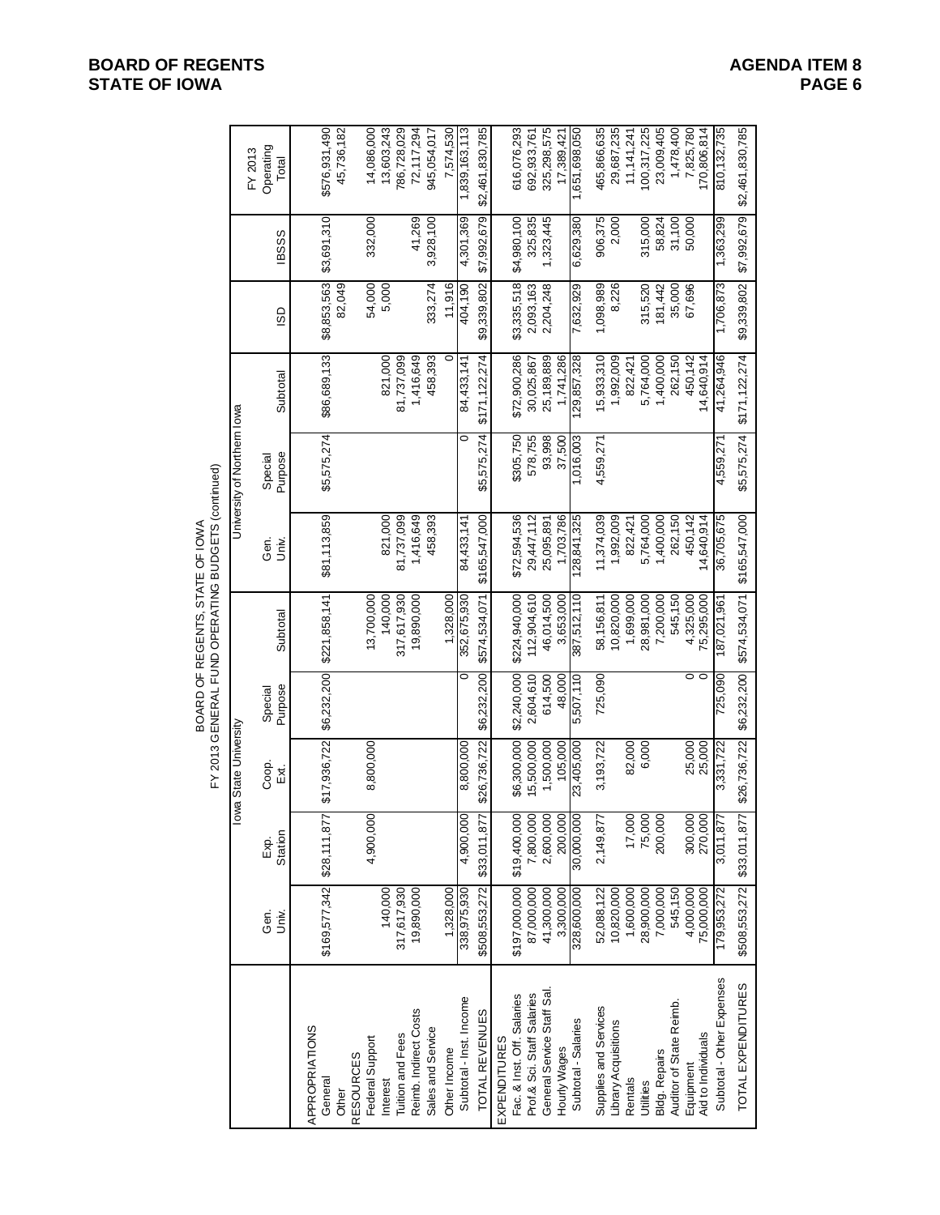BOARD OF REGENTS, STATE OF IOWA
FY 2013 GENERAL FUND OPERATING BUDGETS (continued)

| | Iowa State University | | | | | University of Northern Iowa | | | | | |
|---|---|---|---|---|---|---|---|---|---|---|---|
| | Gen. Univ. | Exp. Station | Coop. Ext. | Special Purpose | Subtotal | Gen. Univ. | Special Purpose | Subtotal | ISD | IBSSS | FY 2013 Operating Total |
| APPROPRIATIONS | | | | | | | | | | | |
| General | $169,577,342 | $28,111,877 | $17,936,722 | $6,232,200 | $221,858,141 | $81,113,859 | $5,575,274 | $86,689,133 | $8,853,563 | $3,691,310 | $576,931,490 |
| Other | | | | | | | | | 82,049 | | 45,736,182 |
| RESOURCES | | | | | | | | | | | |
| Federal Support | | 4,900,000 | 8,800,000 | | 13,700,000 | | | | 54,000 | 332,000 | 14,086,000 |
| Interest | 140,000 | | | | 140,000 | 821,000 | | 821,000 | 5,000 | | 13,603,243 |
| Tuition and Fees | 317,617,930 | | | | 317,617,930 | 81,737,099 | | 81,737,099 | | | 786,728,029 |
| Reimb. Indirect Costs | 19,890,000 | | | | 19,890,000 | 1,416,649 | | 1,416,649 | | 41,269 | 72,117,294 |
| Sales and Service | | | | | | 458,393 | | 458,393 | 333,274 | 3,928,100 | 945,054,017 |
| Other Income | 1,328,000 | | | | 1,328,000 | | | 0 | 11,916 | | 7,574,530 |
| Subtotal - Inst. Income | 338,975,930 | 4,900,000 | 8,800,000 | 0 | 352,675,930 | 84,433,141 | 0 | 84,433,141 | 404,190 | 4,301,369 | 1,839,163,113 |
| TOTAL REVENUES | $508,553,272 | $33,011,877 | $26,736,722 | $6,232,200 | $574,534,071 | $165,547,000 | $5,575,274 | $171,122,274 | $9,339,802 | $7,992,679 | $2,461,830,785 |
| EXPENDITURES | | | | | | | | | | | |
| Fac. & Inst. Off. Salaries | $197,000,000 | $19,400,000 | $6,300,000 | $2,240,000 | $224,940,000 | $72,594,536 | $305,750 | $72,900,286 | $3,335,518 | $4,980,100 | 616,076,293 |
| Prof.& Sci. Staff Salaries | 87,000,000 | 7,800,000 | 15,500,000 | 2,604,610 | 112,904,610 | 29,447,112 | 578,755 | 30,025,867 | 2,093,163 | 325,835 | 692,933,761 |
| General Service Staff Sal. | 41,300,000 | 2,600,000 | 1,500,000 | 614,500 | 46,014,500 | 25,095,891 | 93,998 | 25,189,889 | 2,204,248 | 1,323,445 | 325,298,575 |
| Hourly Wages | 3,300,000 | 200,000 | 105,000 | 48,000 | 3,653,000 | 1,703,786 | 37,500 | 1,741,286 | | | 17,389,421 |
| Subtotal - Salaries | 328,600,000 | 30,000,000 | 23,405,000 | 5,507,110 | 387,512,110 | 128,841,325 | 1,016,003 | 129,857,328 | 7,632,929 | 6,629,380 | 1,651,698,050 |
| Supplies and Services | 52,088,122 | 2,149,877 | 3,193,722 | 725,090 | 58,156,811 | 11,374,039 | 4,559,271 | 15,933,310 | 1,098,989 | 906,375 | 465,866,635 |
| Library Acquisitions | 10,820,000 | | | | 10,820,000 | 1,992,009 | | 1,992,009 | 8,226 | 2,000 | 29,687,235 |
| Rentals | 1,600,000 | 17,000 | 82,000 | | 1,699,000 | 822,421 | | 822,421 | | | 11,141,241 |
| Utilities | 28,900,000 | 75,000 | 6,000 | | 28,981,000 | 5,764,000 | | 5,764,000 | 315,520 | 315,000 | 100,317,225 |
| Bldg. Repairs | 7,000,000 | 200,000 | | | 7,200,000 | 1,400,000 | | 1,400,000 | 181,442 | 58,824 | 23,009,405 |
| Auditor of State Reimb. | 545,150 | | | | 545,150 | 262,150 | | 262,150 | 35,000 | 31,100 | 1,478,400 |
| Equipment | 4,000,000 | 300,000 | 25,000 | 0 | 4,325,000 | 450,142 | | 450,142 | 67,696 | 50,000 | 7,825,780 |
| Aid to Individuals | 75,000,000 | 270,000 | 25,000 | 0 | 75,295,000 | 14,640,914 | | 14,640,914 | | | 170,806,814 |
| Subtotal - Other Expenses | 179,953,272 | 3,011,877 | 3,331,722 | 725,090 | 187,021,961 | 36,705,675 | 4,559,271 | 41,264,946 | 1,706,873 | 1,363,299 | 810,132,735 |
| TOTAL EXPENDITURES | $508,553,272 | $33,011,877 | $26,736,722 | $6,232,200 | $574,534,071 | $165,547,000 | $5,575,274 | $171,122,274 | $9,339,802 | $7,992,679 | $2,461,830,785 |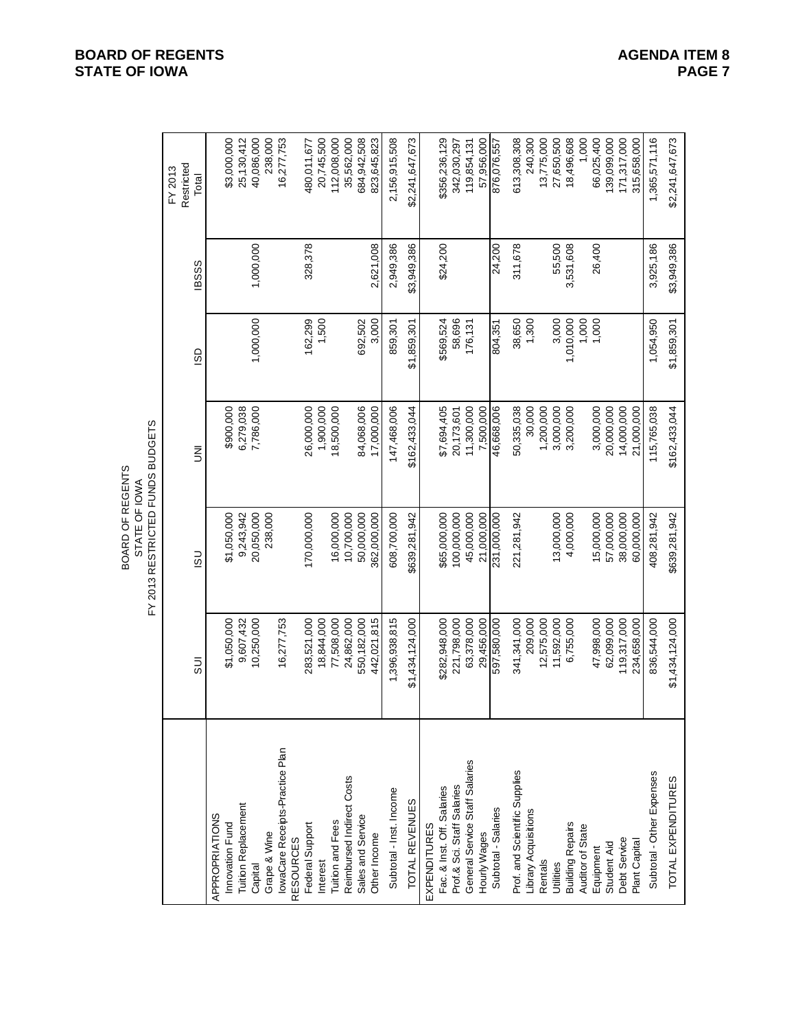BOARD OF REGENTS
STATE OF IOWA
FY 2013 RESTRICTED FUNDS BUDGETS

| | SUI | ISU | UNI | ISD | IBSSS | FY 2013 Restricted Total |
|---|---|---|---|---|---|---|
| APPROPRIATIONS | | | | | | |
| Innovation Fund | $1,050,000 | $1,050,000 | $900,000 | | | $3,000,000 |
| Tuition Replacement | 9,607,432 | 9,243,942 | 6,279,038 | | | 25,130,412 |
| Capital | 10,250,000 | 20,050,000 | 7,786,000 | 1,000,000 | 1,000,000 | 40,086,000 |
| Grape & Wine | | 238,000 | | | | 238,000 |
| IowaCare Receipts-Practice Plan | 16,277,753 | | | | | 16,277,753 |
| RESOURCES | | | | | | |
| Federal Support | 283,521,000 | 170,000,000 | 26,000,000 | 162,299 | 328,378 | 480,011,677 |
| Interest | 18,844,000 | | 1,900,000 | 1,500 | | 20,745,500 |
| Tuition and Fees | 77,508,000 | 16,000,000 | 18,500,000 | | | 112,008,000 |
| Reimbursed Indirect Costs | 24,862,000 | 10,700,000 | | | | 35,562,000 |
| Sales and Service | 550,182,000 | 50,000,000 | 84,068,006 | 692,502 | | 684,942,508 |
| Other Income | 442,021,815 | 362,000,000 | 17,000,000 | 3,000 | 2,621,008 | 823,645,823 |
| Subtotal - Inst. Income | 1,396,938,815 | 608,700,000 | 147,468,006 | 859,301 | 2,949,386 | 2,156,915,508 |
| TOTAL REVENUES | $1,434,124,000 | $639,281,942 | $162,433,044 | $1,859,301 | $3,949,386 | $2,241,647,673 |
| EXPENDITURES | | | | | | |
| Fac. & Inst. Off. Salaries | $282,948,000 | $65,000,000 | $7,694,405 | $569,524 | $24,200 | $356,236,129 |
| Prof.& Sci. Staff Salaries | 221,798,000 | 100,000,000 | 20,173,601 | 58,696 | | 342,030,297 |
| General Service Staff Salaries | 63,378,000 | 45,000,000 | 11,300,000 | 176,131 | | 119,854,131 |
| Hourly Wages | 29,456,000 | 21,000,000 | 7,500,000 | | | 57,956,000 |
| Subtotal - Salaries | 597,580,000 | 231,000,000 | 46,668,006 | 804,351 | 24,200 | 876,076,557 |
| Prof. and Scientific Supplies | 341,341,000 | 221,281,942 | 50,335,038 | 38,650 | 311,678 | 613,308,308 |
| Library Acquisitions | 209,000 | | 30,000 | 1,300 | | 240,300 |
| Rentals | 12,575,000 | | 1,200,000 | | | 13,775,000 |
| Utilities | 11,592,000 | 13,000,000 | 3,000,000 | 3,000 | 55,500 | 27,650,500 |
| Building Repairs | 6,755,000 | 4,000,000 | 3,200,000 | 1,010,000 | 3,531,608 | 18,496,608 |
| Auditor of State | | | | 1,000 | | 1,000 |
| Equipment | 47,998,000 | 15,000,000 | 3,000,000 | 1,000 | 26,400 | 66,025,400 |
| Student Aid | 62,099,000 | 57,000,000 | 20,000,000 | | | 139,099,000 |
| Debt Service | 119,317,000 | 38,000,000 | 14,000,000 | | | 171,317,000 |
| Plant Capital | 234,658,000 | 60,000,000 | 21,000,000 | | | 315,658,000 |
| Subtotal - Other Expenses | 836,544,000 | 408,281,942 | 115,765,038 | 1,054,950 | 3,925,186 | 1,365,571,116 |
| TOTAL EXPENDITURES | $1,434,124,000 | $639,281,942 | $162,433,044 | $1,859,301 | $3,949,386 | $2,241,647,673 |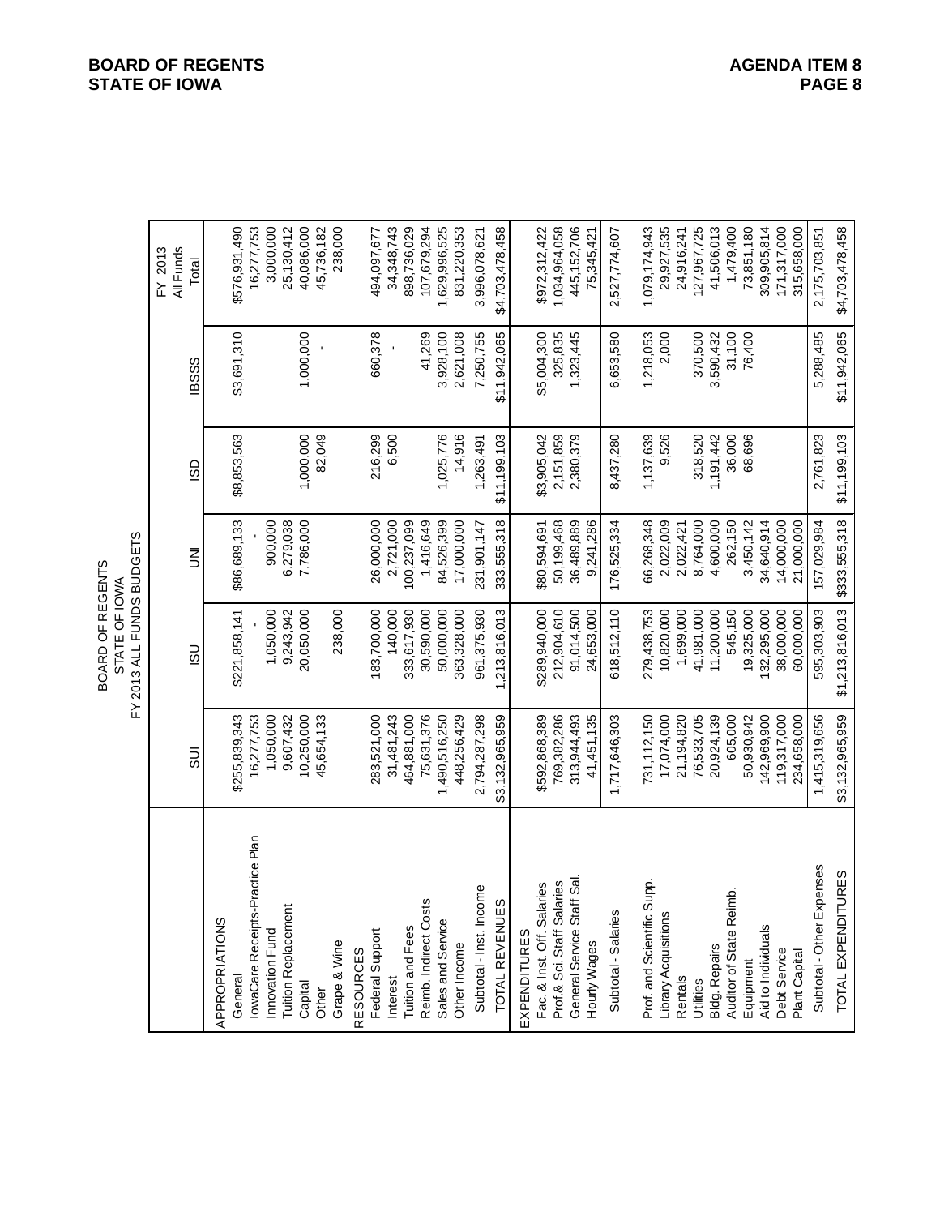BOARD OF REGENTS
STATE OF IOWA
FY 2013 ALL FUNDS BUDGETS

| | SUI | ISU | UNI | ISD | IBSSS | FY 2013 All Funds Total |
|---|---|---|---|---|---|---|
| APPROPRIATIONS | | | | | | |
| General | $255,839,343 | $221,858,141 | $86,689,133 | $8,853,563 | $3,691,310 | $576,931,490 |
| IowaCare Receipts-Practice Plan | 16,277,753 | - | - | | | 16,277,753 |
| Innovation Fund | 1,050,000 | 1,050,000 | 900,000 | | | 3,000,000 |
| Tuition Replacement | 9,607,432 | 9,243,942 | 6,279,038 | | | 25,130,412 |
| Capital | 10,250,000 | 20,050,000 | 7,786,000 | 1,000,000 | 1,000,000 | 40,086,000 |
| Other | 45,654,133 | | | 82,049 | - | 45,736,182 |
| Grape & Wine | | 238,000 | | | | 238,000 |
| RESOURCES | | | | | | |
| Federal Support | 283,521,000 | 183,700,000 | 26,000,000 | 216,299 | 660,378 | 494,097,677 |
| Interest | 31,481,243 | 140,000 | 2,721,000 | 6,500 | - | 34,348,743 |
| Tuition and Fees | 464,881,000 | 333,617,930 | 100,237,099 | | | 898,736,029 |
| Reimb. Indirect Costs | 75,631,376 | 30,590,000 | 1,416,649 | | 41,269 | 107,679,294 |
| Sales and Service | 1,490,516,250 | 50,000,000 | 84,526,399 | 1,025,776 | 3,928,100 | 1,629,996,525 |
| Other Income | 448,256,429 | 363,328,000 | 17,000,000 | 14,916 | 2,621,008 | 831,220,353 |
| Subtotal - Inst. Income | 2,794,287,298 | 961,375,930 | 231,901,147 | 1,263,491 | 7,250,755 | 3,996,078,621 |
| TOTAL REVENUES | $3,132,965,959 | 1,213,816,013 | 333,555,318 | $11,199,103 | $11,942,065 | $4,703,478,458 |
| EXPENDITURES | | | | | | |
| Fac. & Inst. Off. Salaries | $592,868,389 | $289,940,000 | $80,594,691 | $3,905,042 | $5,004,300 | $972,312,422 |
| Prof.& Sci. Staff Salaries | 769,382,286 | 212,904,610 | 50,199,468 | 2,151,859 | 325,835 | 1,034,964,058 |
| General Service Staff Sal. | 313,944,493 | 91,014,500 | 36,489,889 | 2,380,379 | 1,323,445 | 445,152,706 |
| Hourly Wages | 41,451,135 | 24,653,000 | 9,241,286 | | | 75,345,421 |
| Subtotal - Salaries | 1,717,646,303 | 618,512,110 | 176,525,334 | 8,437,280 | 6,653,580 | 2,527,774,607 |
| Prof. and Scientific Supp. | 731,112,150 | 279,438,753 | 66,268,348 | 1,137,639 | 1,218,053 | 1,079,174,943 |
| Library Acquisitions | 17,074,000 | 10,820,000 | 2,022,009 | 9,526 | 2,000 | 29,927,535 |
| Rentals | 21,194,820 | 1,699,000 | 2,022,421 | | | 24,916,241 |
| Utilities | 76,533,705 | 41,981,000 | 8,764,000 | 318,520 | 370,500 | 127,967,725 |
| Bldg. Repairs | 20,924,139 | 11,200,000 | 4,600,000 | 1,191,442 | 3,590,432 | 41,506,013 |
| Auditor of State Reimb. | 605,000 | 545,150 | 262,150 | 36,000 | 31,100 | 1,479,400 |
| Equipment | 50,930,942 | 19,325,000 | 3,450,142 | 68,696 | 76,400 | 73,851,180 |
| Aid to Individuals | 142,969,900 | 132,295,000 | 34,640,914 | | | 309,905,814 |
| Debt Service | 119,317,000 | 38,000,000 | 14,000,000 | | | 171,317,000 |
| Plant Capital | 234,658,000 | 60,000,000 | 21,000,000 | | | 315,658,000 |
| Subtotal - Other Expenses | 1,415,319,656 | 595,303,903 | 157,029,984 | 2,761,823 | 5,288,485 | 2,175,703,851 |
| TOTAL EXPENDITURES | $3,132,965,959 | $1,213,816,013 | $333,555,318 | $11,199,103 | $11,942,065 | $4,703,478,458 |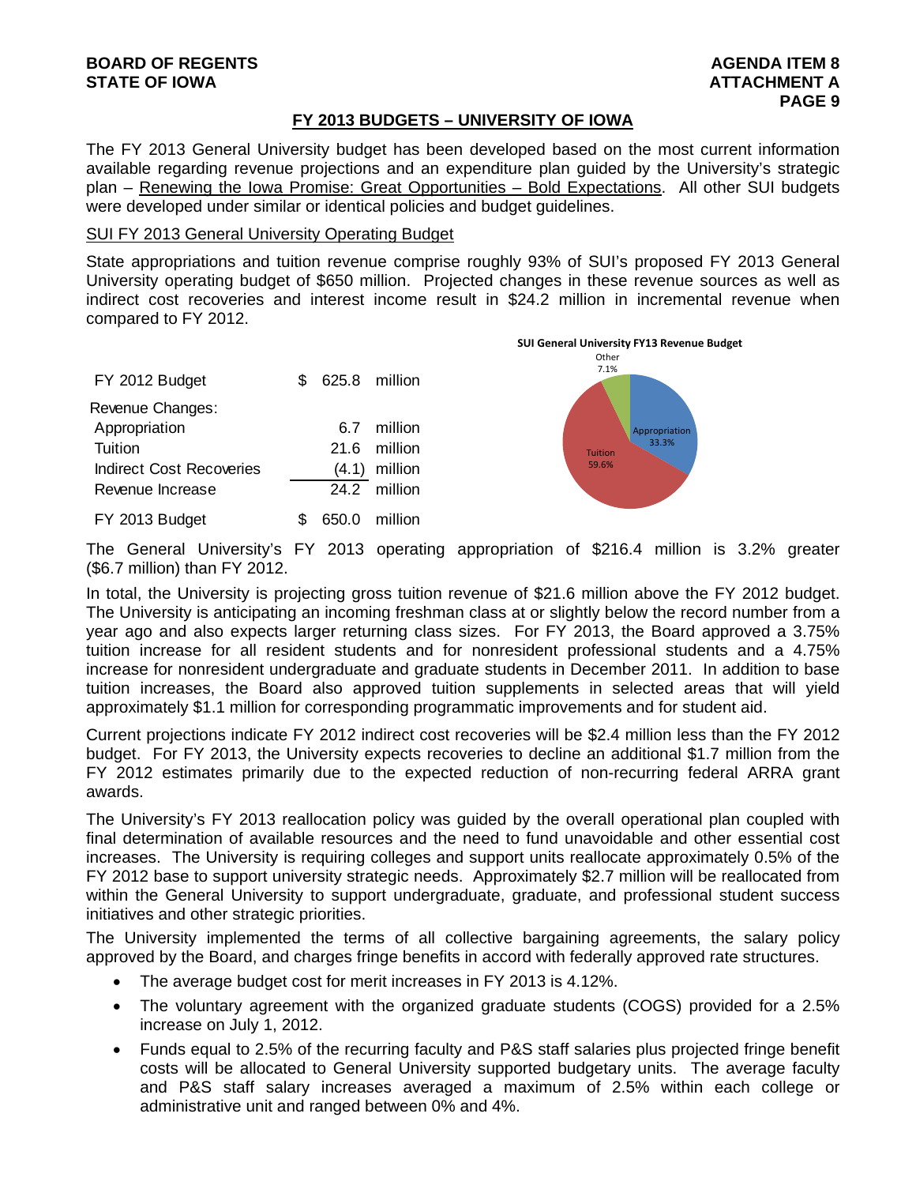## FY 2013 BUDGETS – UNIVERSITY OF IOWA

The FY 2013 General University budget has been developed based on the most current information available regarding revenue projections and an expenditure plan guided by the University's strategic plan – Renewing the Iowa Promise: Great Opportunities – Bold Expectations. All other SUI budgets were developed under similar or identical policies and budget guidelines.

### SUI FY 2013 General University Operating Budget

State appropriations and tuition revenue comprise roughly 93% of SUI's proposed FY 2013 General University operating budget of $650 million. Projected changes in these revenue sources as well as indirect cost recoveries and interest income result in $24.2 million in incremental revenue when compared to FY 2012.

| | | | |
|---|---|---|---|
| FY 2012 Budget | $ | 625.8 | million |
| Revenue Changes: | | | |
| Appropriation | | 6.7 | million |
| Tuition | | 21.6 | million |
| Indirect Cost Recoveries | | (4.1) | million |
| Revenue Increase | | 24.2 | million |
| FY 2013 Budget | $ | 650.0 | million |

**SUI General University FY13 Revenue Budget**

| Source | Percent |
|---|---|
| Appropriation | 33.3% |
| Tuition | 59.6% |
| Other | 7.1% |

The General University's FY 2013 operating appropriation of $216.4 million is 3.2% greater ($6.7 million) than FY 2012.

In total, the University is projecting gross tuition revenue of $21.6 million above the FY 2012 budget. The University is anticipating an incoming freshman class at or slightly below the record number from a year ago and also expects larger returning class sizes. For FY 2013, the Board approved a 3.75% tuition increase for all resident students and for nonresident professional students and a 4.75% increase for nonresident undergraduate and graduate students in December 2011. In addition to base tuition increases, the Board also approved tuition supplements in selected areas that will yield approximately $1.1 million for corresponding programmatic improvements and for student aid.

Current projections indicate FY 2012 indirect cost recoveries will be $2.4 million less than the FY 2012 budget. For FY 2013, the University expects recoveries to decline an additional $1.7 million from the FY 2012 estimates primarily due to the expected reduction of non-recurring federal ARRA grant awards.

The University's FY 2013 reallocation policy was guided by the overall operational plan coupled with final determination of available resources and the need to fund unavoidable and other essential cost increases. The University is requiring colleges and support units reallocate approximately 0.5% of the FY 2012 base to support university strategic needs. Approximately $2.7 million will be reallocated from within the General University to support undergraduate, graduate, and professional student success initiatives and other strategic priorities.

The University implemented the terms of all collective bargaining agreements, the salary policy approved by the Board, and charges fringe benefits in accord with federally approved rate structures.

- The average budget cost for merit increases in FY 2013 is 4.12%.
- The voluntary agreement with the organized graduate students (COGS) provided for a 2.5% increase on July 1, 2012.
- Funds equal to 2.5% of the recurring faculty and P&S staff salaries plus projected fringe benefit costs will be allocated to General University supported budgetary units. The average faculty and P&S staff salary increases averaged a maximum of 2.5% within each college or administrative unit and ranged between 0% and 4%.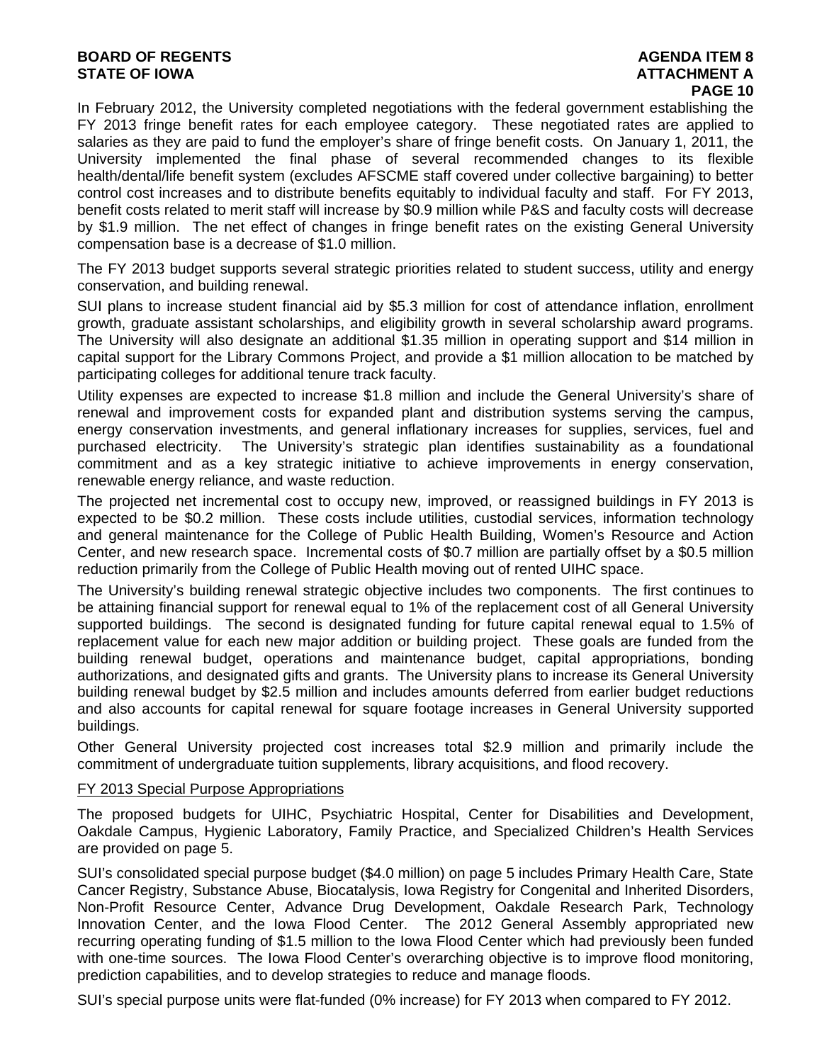In February 2012, the University completed negotiations with the federal government establishing the FY 2013 fringe benefit rates for each employee category. These negotiated rates are applied to salaries as they are paid to fund the employer's share of fringe benefit costs. On January 1, 2011, the University implemented the final phase of several recommended changes to its flexible health/dental/life benefit system (excludes AFSCME staff covered under collective bargaining) to better control cost increases and to distribute benefits equitably to individual faculty and staff. For FY 2013, benefit costs related to merit staff will increase by $0.9 million while P&S and faculty costs will decrease by $1.9 million. The net effect of changes in fringe benefit rates on the existing General University compensation base is a decrease of $1.0 million.

The FY 2013 budget supports several strategic priorities related to student success, utility and energy conservation, and building renewal.

SUI plans to increase student financial aid by $5.3 million for cost of attendance inflation, enrollment growth, graduate assistant scholarships, and eligibility growth in several scholarship award programs. The University will also designate an additional $1.35 million in operating support and $14 million in capital support for the Library Commons Project, and provide a $1 million allocation to be matched by participating colleges for additional tenure track faculty.

Utility expenses are expected to increase $1.8 million and include the General University's share of renewal and improvement costs for expanded plant and distribution systems serving the campus, energy conservation investments, and general inflationary increases for supplies, services, fuel and purchased electricity. The University's strategic plan identifies sustainability as a foundational commitment and as a key strategic initiative to achieve improvements in energy conservation, renewable energy reliance, and waste reduction.

The projected net incremental cost to occupy new, improved, or reassigned buildings in FY 2013 is expected to be $0.2 million. These costs include utilities, custodial services, information technology and general maintenance for the College of Public Health Building, Women's Resource and Action Center, and new research space. Incremental costs of $0.7 million are partially offset by a $0.5 million reduction primarily from the College of Public Health moving out of rented UIHC space.

The University's building renewal strategic objective includes two components. The first continues to be attaining financial support for renewal equal to 1% of the replacement cost of all General University supported buildings. The second is designated funding for future capital renewal equal to 1.5% of replacement value for each new major addition or building project. These goals are funded from the building renewal budget, operations and maintenance budget, capital appropriations, bonding authorizations, and designated gifts and grants. The University plans to increase its General University building renewal budget by $2.5 million and includes amounts deferred from earlier budget reductions and also accounts for capital renewal for square footage increases in General University supported buildings.

Other General University projected cost increases total $2.9 million and primarily include the commitment of undergraduate tuition supplements, library acquisitions, and flood recovery.

<u>FY 2013 Special Purpose Appropriations</u>

The proposed budgets for UIHC, Psychiatric Hospital, Center for Disabilities and Development, Oakdale Campus, Hygienic Laboratory, Family Practice, and Specialized Children's Health Services are provided on page 5.

SUI's consolidated special purpose budget ($4.0 million) on page 5 includes Primary Health Care, State Cancer Registry, Substance Abuse, Biocatalysis, Iowa Registry for Congenital and Inherited Disorders, Non-Profit Resource Center, Advance Drug Development, Oakdale Research Park, Technology Innovation Center, and the Iowa Flood Center. The 2012 General Assembly appropriated new recurring operating funding of $1.5 million to the Iowa Flood Center which had previously been funded with one-time sources. The Iowa Flood Center's overarching objective is to improve flood monitoring, prediction capabilities, and to develop strategies to reduce and manage floods.

SUI's special purpose units were flat-funded (0% increase) for FY 2013 when compared to FY 2012.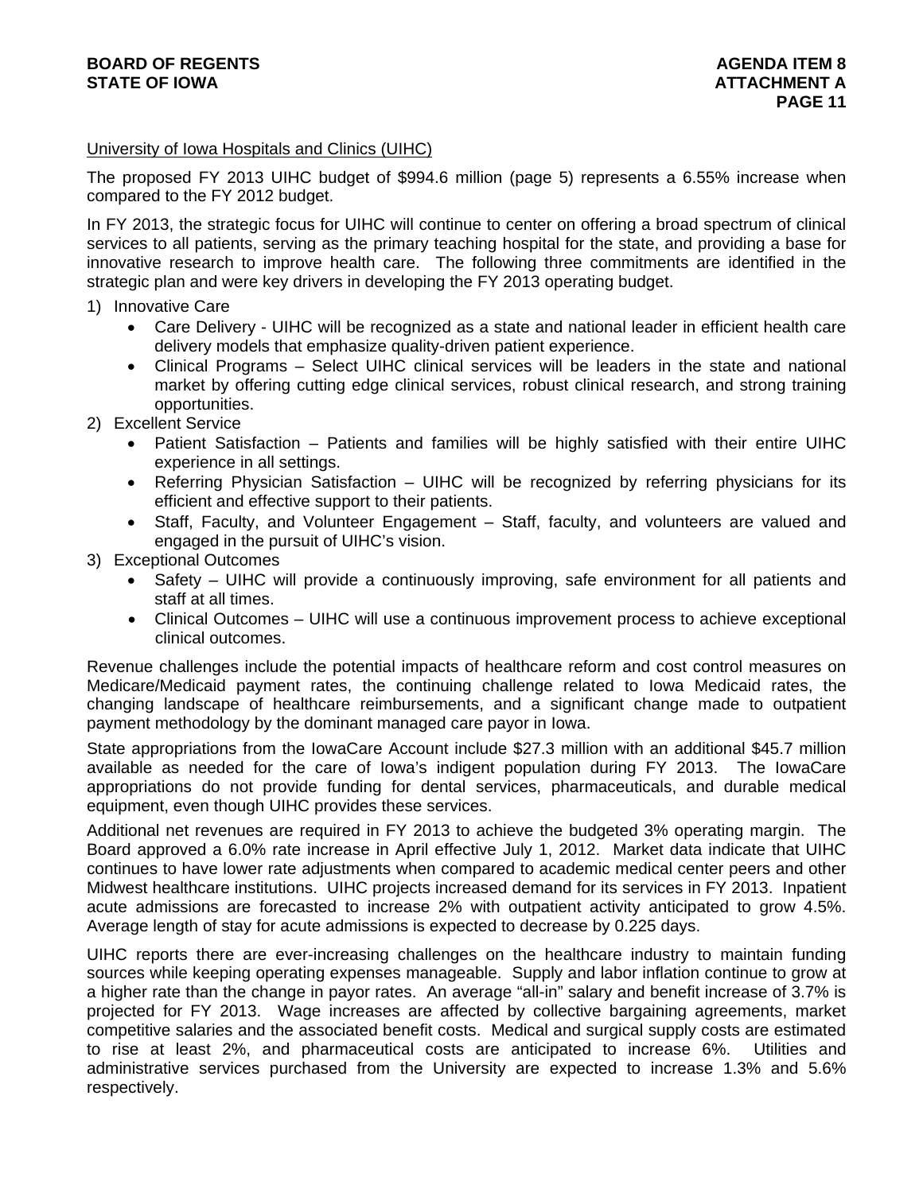University of Iowa Hospitals and Clinics (UIHC)

The proposed FY 2013 UIHC budget of $994.6 million (page 5) represents a 6.55% increase when compared to the FY 2012 budget.

In FY 2013, the strategic focus for UIHC will continue to center on offering a broad spectrum of clinical services to all patients, serving as the primary teaching hospital for the state, and providing a base for innovative research to improve health care. The following three commitments are identified in the strategic plan and were key drivers in developing the FY 2013 operating budget.

1) Innovative Care
   - Care Delivery - UIHC will be recognized as a state and national leader in efficient health care delivery models that emphasize quality-driven patient experience.
   - Clinical Programs – Select UIHC clinical services will be leaders in the state and national market by offering cutting edge clinical services, robust clinical research, and strong training opportunities.
2) Excellent Service
   - Patient Satisfaction – Patients and families will be highly satisfied with their entire UIHC experience in all settings.
   - Referring Physician Satisfaction – UIHC will be recognized by referring physicians for its efficient and effective support to their patients.
   - Staff, Faculty, and Volunteer Engagement – Staff, faculty, and volunteers are valued and engaged in the pursuit of UIHC's vision.
3) Exceptional Outcomes
   - Safety – UIHC will provide a continuously improving, safe environment for all patients and staff at all times.
   - Clinical Outcomes – UIHC will use a continuous improvement process to achieve exceptional clinical outcomes.

Revenue challenges include the potential impacts of healthcare reform and cost control measures on Medicare/Medicaid payment rates, the continuing challenge related to Iowa Medicaid rates, the changing landscape of healthcare reimbursements, and a significant change made to outpatient payment methodology by the dominant managed care payor in Iowa.

State appropriations from the IowaCare Account include $27.3 million with an additional $45.7 million available as needed for the care of Iowa's indigent population during FY 2013. The IowaCare appropriations do not provide funding for dental services, pharmaceuticals, and durable medical equipment, even though UIHC provides these services.

Additional net revenues are required in FY 2013 to achieve the budgeted 3% operating margin. The Board approved a 6.0% rate increase in April effective July 1, 2012. Market data indicate that UIHC continues to have lower rate adjustments when compared to academic medical center peers and other Midwest healthcare institutions. UIHC projects increased demand for its services in FY 2013. Inpatient acute admissions are forecasted to increase 2% with outpatient activity anticipated to grow 4.5%. Average length of stay for acute admissions is expected to decrease by 0.225 days.

UIHC reports there are ever-increasing challenges on the healthcare industry to maintain funding sources while keeping operating expenses manageable. Supply and labor inflation continue to grow at a higher rate than the change in payor rates. An average "all-in" salary and benefit increase of 3.7% is projected for FY 2013. Wage increases are affected by collective bargaining agreements, market competitive salaries and the associated benefit costs. Medical and surgical supply costs are estimated to rise at least 2%, and pharmaceutical costs are anticipated to increase 6%. Utilities and administrative services purchased from the University are expected to increase 1.3% and 5.6% respectively.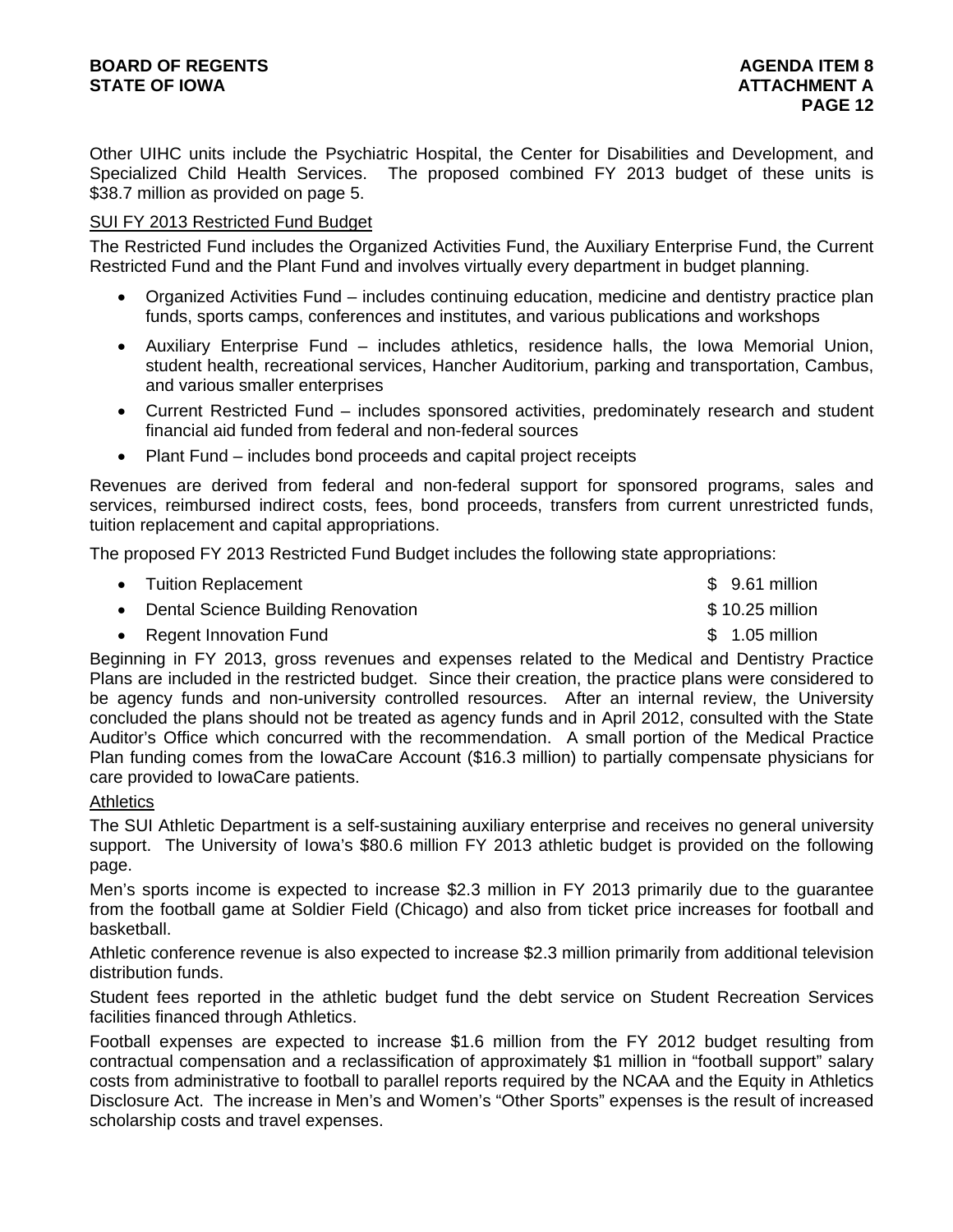Other UIHC units include the Psychiatric Hospital, the Center for Disabilities and Development, and Specialized Child Health Services. The proposed combined FY 2013 budget of these units is \$38.7 million as provided on page 5.

SUI FY 2013 Restricted Fund Budget

The Restricted Fund includes the Organized Activities Fund, the Auxiliary Enterprise Fund, the Current Restricted Fund and the Plant Fund and involves virtually every department in budget planning.

- Organized Activities Fund – includes continuing education, medicine and dentistry practice plan funds, sports camps, conferences and institutes, and various publications and workshops
- Auxiliary Enterprise Fund – includes athletics, residence halls, the Iowa Memorial Union, student health, recreational services, Hancher Auditorium, parking and transportation, Cambus, and various smaller enterprises
- Current Restricted Fund – includes sponsored activities, predominately research and student financial aid funded from federal and non-federal sources
- Plant Fund – includes bond proceeds and capital project receipts

Revenues are derived from federal and non-federal support for sponsored programs, sales and services, reimbursed indirect costs, fees, bond proceeds, transfers from current unrestricted funds, tuition replacement and capital appropriations.

The proposed FY 2013 Restricted Fund Budget includes the following state appropriations:

- Tuition Replacement — \$ 9.61 million
- Dental Science Building Renovation — \$ 10.25 million
- Regent Innovation Fund — \$ 1.05 million

Beginning in FY 2013, gross revenues and expenses related to the Medical and Dentistry Practice Plans are included in the restricted budget. Since their creation, the practice plans were considered to be agency funds and non-university controlled resources. After an internal review, the University concluded the plans should not be treated as agency funds and in April 2012, consulted with the State Auditor's Office which concurred with the recommendation. A small portion of the Medical Practice Plan funding comes from the IowaCare Account (\$16.3 million) to partially compensate physicians for care provided to IowaCare patients.

Athletics

The SUI Athletic Department is a self-sustaining auxiliary enterprise and receives no general university support. The University of Iowa's \$80.6 million FY 2013 athletic budget is provided on the following page.

Men's sports income is expected to increase \$2.3 million in FY 2013 primarily due to the guarantee from the football game at Soldier Field (Chicago) and also from ticket price increases for football and basketball.

Athletic conference revenue is also expected to increase \$2.3 million primarily from additional television distribution funds.

Student fees reported in the athletic budget fund the debt service on Student Recreation Services facilities financed through Athletics.

Football expenses are expected to increase \$1.6 million from the FY 2012 budget resulting from contractual compensation and a reclassification of approximately \$1 million in "football support" salary costs from administrative to football to parallel reports required by the NCAA and the Equity in Athletics Disclosure Act. The increase in Men's and Women's "Other Sports" expenses is the result of increased scholarship costs and travel expenses.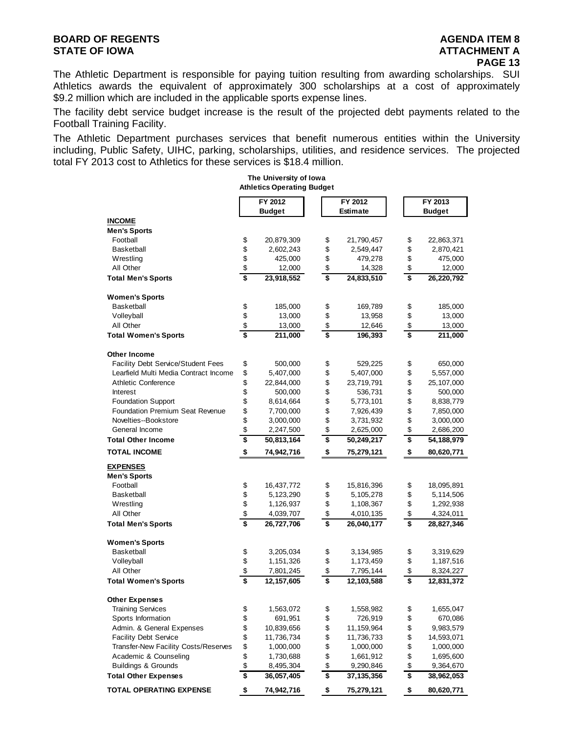The Athletic Department is responsible for paying tuition resulting from awarding scholarships. SUI Athletics awards the equivalent of approximately 300 scholarships at a cost of approximately $9.2 million which are included in the applicable sports expense lines.

The facility debt service budget increase is the result of the projected debt payments related to the Football Training Facility.

The Athletic Department purchases services that benefit numerous entities within the University including, Public Safety, UIHC, parking, scholarships, utilities, and residence services. The projected total FY 2013 cost to Athletics for these services is $18.4 million.

**The University of Iowa**
**Athletics Operating Budget**

| | FY 2012 Budget | FY 2012 Estimate | FY 2013 Budget |
|---|---|---|---|
| **INCOME** | | | |
| **Men's Sports** | | | |
| Football | $ 20,879,309 | $ 21,790,457 | $ 22,863,371 |
| Basketball | $ 2,602,243 | $ 2,549,447 | $ 2,870,421 |
| Wrestling | $ 425,000 | $ 479,278 | $ 475,000 |
| All Other | $ 12,000 | $ 14,328 | $ 12,000 |
| **Total Men's Sports** | **$ 23,918,552** | **$ 24,833,510** | **$ 26,220,792** |
| **Women's Sports** | | | |
| Basketball | $ 185,000 | $ 169,789 | $ 185,000 |
| Volleyball | $ 13,000 | $ 13,958 | $ 13,000 |
| All Other | $ 13,000 | $ 12,646 | $ 13,000 |
| **Total Women's Sports** | **$ 211,000** | **$ 196,393** | **$ 211,000** |
| **Other Income** | | | |
| Facility Debt Service/Student Fees | $ 500,000 | $ 529,225 | $ 650,000 |
| Learfield Multi Media Contract Income | $ 5,407,000 | $ 5,407,000 | $ 5,557,000 |
| Athletic Conference | $ 22,844,000 | $ 23,719,791 | $ 25,107,000 |
| Interest | $ 500,000 | $ 536,731 | $ 500,000 |
| Foundation Support | $ 8,614,664 | $ 5,773,101 | $ 8,838,779 |
| Foundation Premium Seat Revenue | $ 7,700,000 | $ 7,926,439 | $ 7,850,000 |
| Novelties--Bookstore | $ 3,000,000 | $ 3,731,932 | $ 3,000,000 |
| General Income | $ 2,247,500 | $ 2,625,000 | $ 2,686,200 |
| **Total Other Income** | **$ 50,813,164** | **$ 50,249,217** | **$ 54,188,979** |
| **TOTAL INCOME** | **$ 74,942,716** | **$ 75,279,121** | **$ 80,620,771** |
| **EXPENSES** | | | |
| **Men's Sports** | | | |
| Football | $ 16,437,772 | $ 15,816,396 | $ 18,095,891 |
| Basketball | $ 5,123,290 | $ 5,105,278 | $ 5,114,506 |
| Wrestling | $ 1,126,937 | $ 1,108,367 | $ 1,292,938 |
| All Other | $ 4,039,707 | $ 4,010,135 | $ 4,324,011 |
| **Total Men's Sports** | **$ 26,727,706** | **$ 26,040,177** | **$ 28,827,346** |
| **Women's Sports** | | | |
| Basketball | $ 3,205,034 | $ 3,134,985 | $ 3,319,629 |
| Volleyball | $ 1,151,326 | $ 1,173,459 | $ 1,187,516 |
| All Other | $ 7,801,245 | $ 7,795,144 | $ 8,324,227 |
| **Total Women's Sports** | **$ 12,157,605** | **$ 12,103,588** | **$ 12,831,372** |
| **Other Expenses** | | | |
| Training Services | $ 1,563,072 | $ 1,558,982 | $ 1,655,047 |
| Sports Information | $ 691,951 | $ 726,919 | $ 670,086 |
| Admin. & General Expenses | $ 10,839,656 | $ 11,159,964 | $ 9,983,579 |
| Facility Debt Service | $ 11,736,734 | $ 11,736,733 | $ 14,593,071 |
| Transfer-New Facility Costs/Reserves | $ 1,000,000 | $ 1,000,000 | $ 1,000,000 |
| Academic & Counseling | $ 1,730,688 | $ 1,661,912 | $ 1,695,600 |
| Buildings & Grounds | $ 8,495,304 | $ 9,290,846 | $ 9,364,670 |
| **Total Other Expenses** | **$ 36,057,405** | **$ 37,135,356** | **$ 38,962,053** |
| **TOTAL OPERATING EXPENSE** | **$ 74,942,716** | **$ 75,279,121** | **$ 80,620,771** |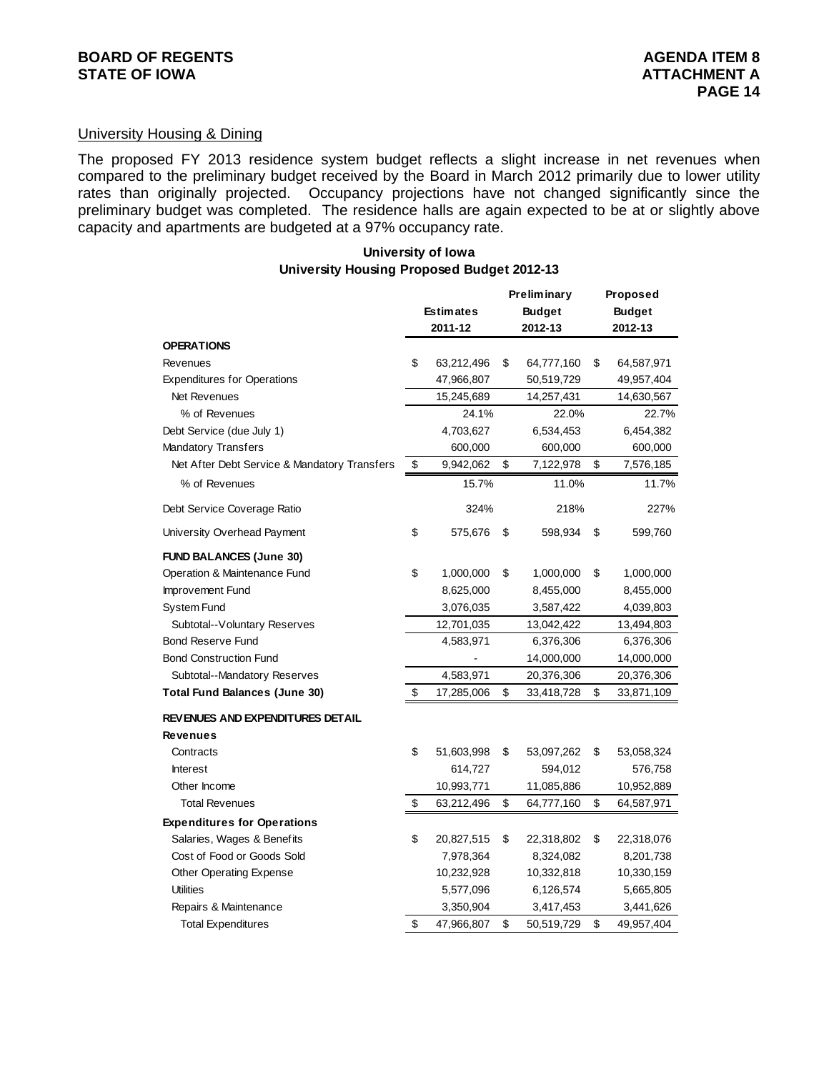## University Housing & Dining

The proposed FY 2013 residence system budget reflects a slight increase in net revenues when compared to the preliminary budget received by the Board in March 2012 primarily due to lower utility rates than originally projected. Occupancy projections have not changed significantly since the preliminary budget was completed. The residence halls are again expected to be at or slightly above capacity and apartments are budgeted at a 97% occupancy rate.

**University of Iowa**
**University Housing Proposed Budget 2012-13**

| | Estimates 2011-12 | Preliminary Budget 2012-13 | Proposed Budget 2012-13 |
|---|---|---|---|
| **OPERATIONS** | | | |
| Revenues | $ 63,212,496 | $ 64,777,160 | $ 64,587,971 |
| Expenditures for Operations | 47,966,807 | 50,519,729 | 49,957,404 |
| Net Revenues | 15,245,689 | 14,257,431 | 14,630,567 |
| % of Revenues | 24.1% | 22.0% | 22.7% |
| Debt Service (due July 1) | 4,703,627 | 6,534,453 | 6,454,382 |
| Mandatory Transfers | 600,000 | 600,000 | 600,000 |
| Net After Debt Service & Mandatory Transfers | $ 9,942,062 | $ 7,122,978 | $ 7,576,185 |
| % of Revenues | 15.7% | 11.0% | 11.7% |
| Debt Service Coverage Ratio | 324% | 218% | 227% |
| University Overhead Payment | $ 575,676 | $ 598,934 | $ 599,760 |
| **FUND BALANCES (June 30)** | | | |
| Operation & Maintenance Fund | $ 1,000,000 | $ 1,000,000 | $ 1,000,000 |
| Improvement Fund | 8,625,000 | 8,455,000 | 8,455,000 |
| System Fund | 3,076,035 | 3,587,422 | 4,039,803 |
| Subtotal--Voluntary Reserves | 12,701,035 | 13,042,422 | 13,494,803 |
| Bond Reserve Fund | 4,583,971 | 6,376,306 | 6,376,306 |
| Bond Construction Fund | - | 14,000,000 | 14,000,000 |
| Subtotal--Mandatory Reserves | 4,583,971 | 20,376,306 | 20,376,306 |
| **Total Fund Balances (June 30)** | $ 17,285,006 | $ 33,418,728 | $ 33,871,109 |
| **REVENUES AND EXPENDITURES DETAIL** | | | |
| **Revenues** | | | |
| Contracts | $ 51,603,998 | $ 53,097,262 | $ 53,058,324 |
| Interest | 614,727 | 594,012 | 576,758 |
| Other Income | 10,993,771 | 11,085,886 | 10,952,889 |
| Total Revenues | $ 63,212,496 | $ 64,777,160 | $ 64,587,971 |
| **Expenditures for Operations** | | | |
| Salaries, Wages & Benefits | $ 20,827,515 | $ 22,318,802 | $ 22,318,076 |
| Cost of Food or Goods Sold | 7,978,364 | 8,324,082 | 8,201,738 |
| Other Operating Expense | 10,232,928 | 10,332,818 | 10,330,159 |
| Utilities | 5,577,096 | 6,126,574 | 5,665,805 |
| Repairs & Maintenance | 3,350,904 | 3,417,453 | 3,441,626 |
| Total Expenditures | $ 47,966,807 | $ 50,519,729 | $ 49,957,404 |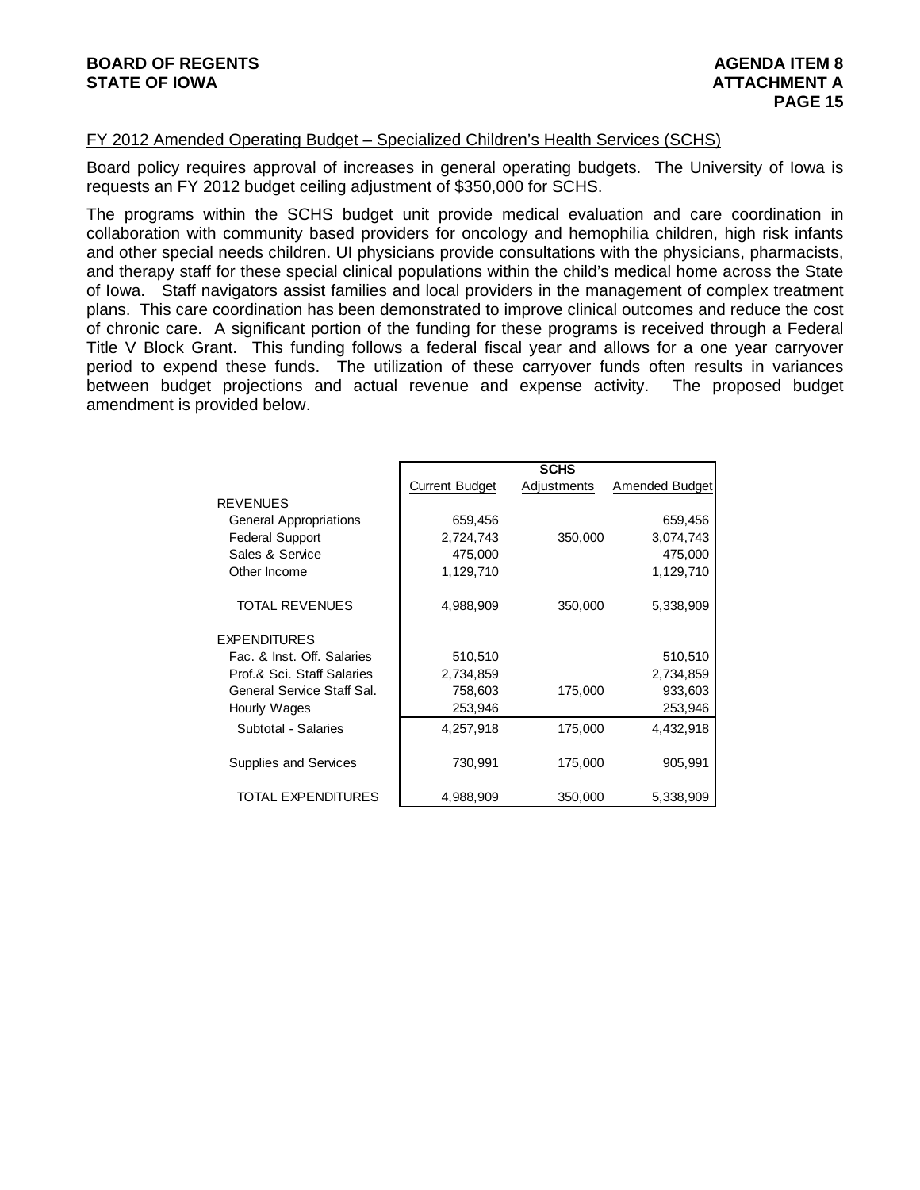FY 2012 Amended Operating Budget – Specialized Children's Health Services (SCHS)

Board policy requires approval of increases in general operating budgets. The University of Iowa is requests an FY 2012 budget ceiling adjustment of $350,000 for SCHS.

The programs within the SCHS budget unit provide medical evaluation and care coordination in collaboration with community based providers for oncology and hemophilia children, high risk infants and other special needs children. UI physicians provide consultations with the physicians, pharmacists, and therapy staff for these special clinical populations within the child's medical home across the State of Iowa. Staff navigators assist families and local providers in the management of complex treatment plans. This care coordination has been demonstrated to improve clinical outcomes and reduce the cost of chronic care. A significant portion of the funding for these programs is received through a Federal Title V Block Grant. This funding follows a federal fiscal year and allows for a one year carryover period to expend these funds. The utilization of these carryover funds often results in variances between budget projections and actual revenue and expense activity. The proposed budget amendment is provided below.

| | SCHS | | |
|---|---|---|---|
| | Current Budget | Adjustments | Amended Budget |
| REVENUES | | | |
| General Appropriations | 659,456 | | 659,456 |
| Federal Support | 2,724,743 | 350,000 | 3,074,743 |
| Sales & Service | 475,000 | | 475,000 |
| Other Income | 1,129,710 | | 1,129,710 |
| TOTAL REVENUES | 4,988,909 | 350,000 | 5,338,909 |
| EXPENDITURES | | | |
| Fac. & Inst. Off. Salaries | 510,510 | | 510,510 |
| Prof.& Sci. Staff Salaries | 2,734,859 | | 2,734,859 |
| General Service Staff Sal. | 758,603 | 175,000 | 933,603 |
| Hourly Wages | 253,946 | | 253,946 |
| Subtotal - Salaries | 4,257,918 | 175,000 | 4,432,918 |
| Supplies and Services | 730,991 | 175,000 | 905,991 |
| TOTAL EXPENDITURES | 4,988,909 | 350,000 | 5,338,909 |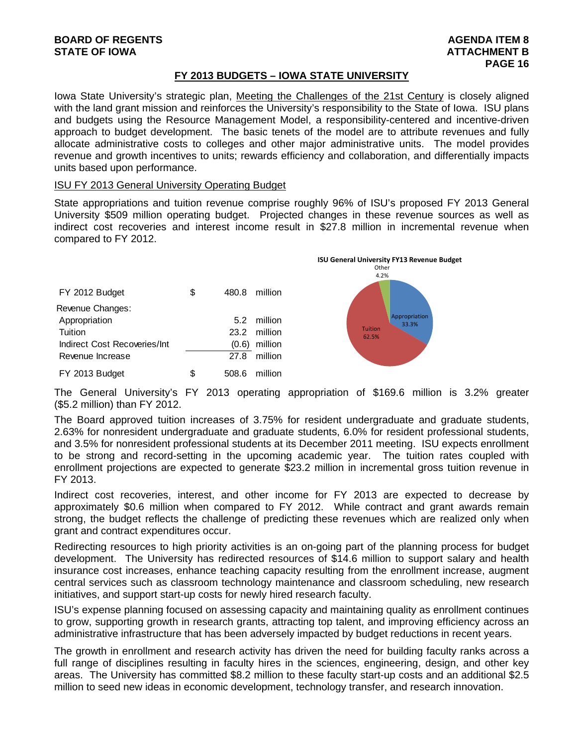## FY 2013 BUDGETS – IOWA STATE UNIVERSITY

Iowa State University's strategic plan, Meeting the Challenges of the 21st Century is closely aligned with the land grant mission and reinforces the University's responsibility to the State of Iowa. ISU plans and budgets using the Resource Management Model, a responsibility-centered and incentive-driven approach to budget development. The basic tenets of the model are to attribute revenues and fully allocate administrative costs to colleges and other major administrative units. The model provides revenue and growth incentives to units; rewards efficiency and collaboration, and differentially impacts units based upon performance.

### ISU FY 2013 General University Operating Budget

State appropriations and tuition revenue comprise roughly 96% of ISU's proposed FY 2013 General University $509 million operating budget. Projected changes in these revenue sources as well as indirect cost recoveries and interest income result in $27.8 million in incremental revenue when compared to FY 2012.

| | | | |
|---|---|---|---|
| FY 2012 Budget | $ | 480.8 | million |
| Revenue Changes: | | | |
| Appropriation | | 5.2 | million |
| Tuition | | 23.2 | million |
| Indirect Cost Recoveries/Int | | (0.6) | million |
| Revenue Increase | | 27.8 | million |
| FY 2013 Budget | $ | 508.6 | million |

**ISU General University FY13 Revenue Budget**

| Source | Share |
|---|---|
| Appropriation | 33.3% |
| Tuition | 62.5% |
| Other | 4.2% |

The General University's FY 2013 operating appropriation of $169.6 million is 3.2% greater ($5.2 million) than FY 2012.

The Board approved tuition increases of 3.75% for resident undergraduate and graduate students, 2.63% for nonresident undergraduate and graduate students, 6.0% for resident professional students, and 3.5% for nonresident professional students at its December 2011 meeting. ISU expects enrollment to be strong and record-setting in the upcoming academic year. The tuition rates coupled with enrollment projections are expected to generate $23.2 million in incremental gross tuition revenue in FY 2013.

Indirect cost recoveries, interest, and other income for FY 2013 are expected to decrease by approximately $0.6 million when compared to FY 2012. While contract and grant awards remain strong, the budget reflects the challenge of predicting these revenues which are realized only when grant and contract expenditures occur.

Redirecting resources to high priority activities is an on-going part of the planning process for budget development. The University has redirected resources of $14.6 million to support salary and health insurance cost increases, enhance teaching capacity resulting from the enrollment increase, augment central services such as classroom technology maintenance and classroom scheduling, new research initiatives, and support start-up costs for newly hired research faculty.

ISU's expense planning focused on assessing capacity and maintaining quality as enrollment continues to grow, supporting growth in research grants, attracting top talent, and improving efficiency across an administrative infrastructure that has been adversely impacted by budget reductions in recent years.

The growth in enrollment and research activity has driven the need for building faculty ranks across a full range of disciplines resulting in faculty hires in the sciences, engineering, design, and other key areas. The University has committed $8.2 million to these faculty start-up costs and an additional $2.5 million to seed new ideas in economic development, technology transfer, and research innovation.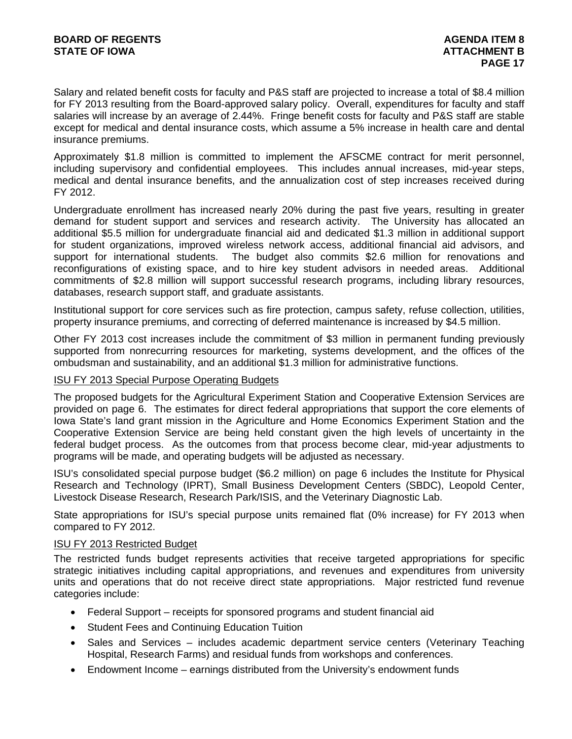Salary and related benefit costs for faculty and P&S staff are projected to increase a total of $8.4 million for FY 2013 resulting from the Board-approved salary policy. Overall, expenditures for faculty and staff salaries will increase by an average of 2.44%. Fringe benefit costs for faculty and P&S staff are stable except for medical and dental insurance costs, which assume a 5% increase in health care and dental insurance premiums.

Approximately $1.8 million is committed to implement the AFSCME contract for merit personnel, including supervisory and confidential employees. This includes annual increases, mid-year steps, medical and dental insurance benefits, and the annualization cost of step increases received during FY 2012.

Undergraduate enrollment has increased nearly 20% during the past five years, resulting in greater demand for student support and services and research activity. The University has allocated an additional $5.5 million for undergraduate financial aid and dedicated $1.3 million in additional support for student organizations, improved wireless network access, additional financial aid advisors, and support for international students. The budget also commits $2.6 million for renovations and reconfigurations of existing space, and to hire key student advisors in needed areas. Additional commitments of $2.8 million will support successful research programs, including library resources, databases, research support staff, and graduate assistants.

Institutional support for core services such as fire protection, campus safety, refuse collection, utilities, property insurance premiums, and correcting of deferred maintenance is increased by $4.5 million.

Other FY 2013 cost increases include the commitment of $3 million in permanent funding previously supported from nonrecurring resources for marketing, systems development, and the offices of the ombudsman and sustainability, and an additional $1.3 million for administrative functions.

ISU FY 2013 Special Purpose Operating Budgets

The proposed budgets for the Agricultural Experiment Station and Cooperative Extension Services are provided on page 6. The estimates for direct federal appropriations that support the core elements of Iowa State's land grant mission in the Agriculture and Home Economics Experiment Station and the Cooperative Extension Service are being held constant given the high levels of uncertainty in the federal budget process. As the outcomes from that process become clear, mid-year adjustments to programs will be made, and operating budgets will be adjusted as necessary.

ISU's consolidated special purpose budget ($6.2 million) on page 6 includes the Institute for Physical Research and Technology (IPRT), Small Business Development Centers (SBDC), Leopold Center, Livestock Disease Research, Research Park/ISIS, and the Veterinary Diagnostic Lab.

State appropriations for ISU's special purpose units remained flat (0% increase) for FY 2013 when compared to FY 2012.

ISU FY 2013 Restricted Budget

The restricted funds budget represents activities that receive targeted appropriations for specific strategic initiatives including capital appropriations, and revenues and expenditures from university units and operations that do not receive direct state appropriations. Major restricted fund revenue categories include:

- Federal Support – receipts for sponsored programs and student financial aid
- Student Fees and Continuing Education Tuition
- Sales and Services – includes academic department service centers (Veterinary Teaching Hospital, Research Farms) and residual funds from workshops and conferences.
- Endowment Income – earnings distributed from the University's endowment funds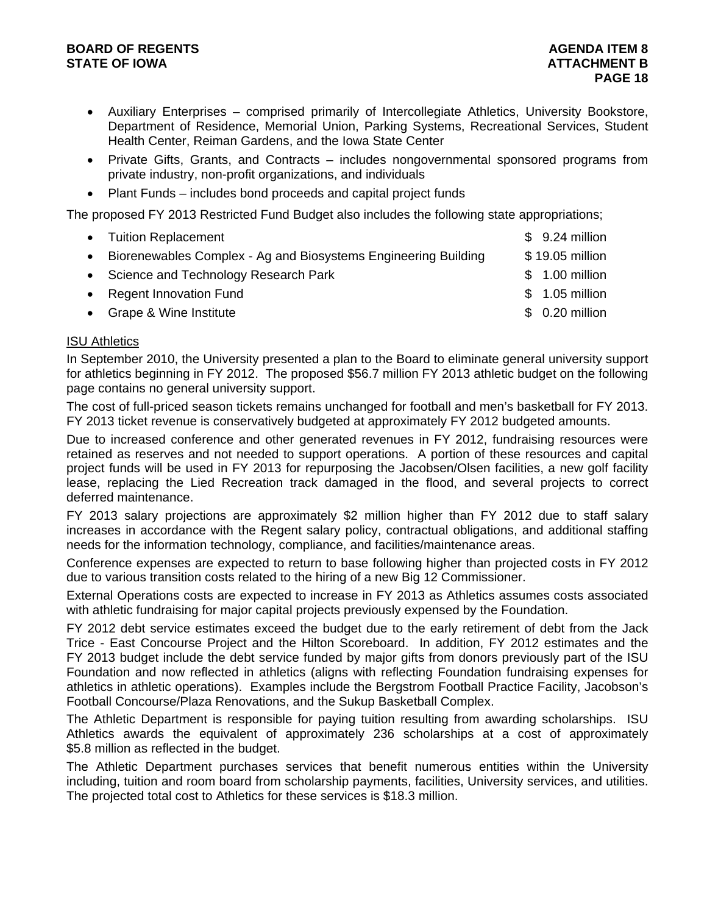- Auxiliary Enterprises – comprised primarily of Intercollegiate Athletics, University Bookstore, Department of Residence, Memorial Union, Parking Systems, Recreational Services, Student Health Center, Reiman Gardens, and the Iowa State Center
- Private Gifts, Grants, and Contracts – includes nongovernmental sponsored programs from private industry, non-profit organizations, and individuals
- Plant Funds – includes bond proceeds and capital project funds

The proposed FY 2013 Restricted Fund Budget also includes the following state appropriations;

| | |
|---|---|
| • Tuition Replacement | $ 9.24 million |
| • Biorenewables Complex - Ag and Biosystems Engineering Building | $ 19.05 million |
| • Science and Technology Research Park | $ 1.00 million |
| • Regent Innovation Fund | $ 1.05 million |
| • Grape & Wine Institute | $ 0.20 million |

ISU Athletics

In September 2010, the University presented a plan to the Board to eliminate general university support for athletics beginning in FY 2012. The proposed $56.7 million FY 2013 athletic budget on the following page contains no general university support.

The cost of full-priced season tickets remains unchanged for football and men's basketball for FY 2013. FY 2013 ticket revenue is conservatively budgeted at approximately FY 2012 budgeted amounts.

Due to increased conference and other generated revenues in FY 2012, fundraising resources were retained as reserves and not needed to support operations. A portion of these resources and capital project funds will be used in FY 2013 for repurposing the Jacobsen/Olsen facilities, a new golf facility lease, replacing the Lied Recreation track damaged in the flood, and several projects to correct deferred maintenance.

FY 2013 salary projections are approximately $2 million higher than FY 2012 due to staff salary increases in accordance with the Regent salary policy, contractual obligations, and additional staffing needs for the information technology, compliance, and facilities/maintenance areas.

Conference expenses are expected to return to base following higher than projected costs in FY 2012 due to various transition costs related to the hiring of a new Big 12 Commissioner.

External Operations costs are expected to increase in FY 2013 as Athletics assumes costs associated with athletic fundraising for major capital projects previously expensed by the Foundation.

FY 2012 debt service estimates exceed the budget due to the early retirement of debt from the Jack Trice - East Concourse Project and the Hilton Scoreboard. In addition, FY 2012 estimates and the FY 2013 budget include the debt service funded by major gifts from donors previously part of the ISU Foundation and now reflected in athletics (aligns with reflecting Foundation fundraising expenses for athletics in athletic operations). Examples include the Bergstrom Football Practice Facility, Jacobson's Football Concourse/Plaza Renovations, and the Sukup Basketball Complex.

The Athletic Department is responsible for paying tuition resulting from awarding scholarships. ISU Athletics awards the equivalent of approximately 236 scholarships at a cost of approximately $5.8 million as reflected in the budget.

The Athletic Department purchases services that benefit numerous entities within the University including, tuition and room board from scholarship payments, facilities, University services, and utilities. The projected total cost to Athletics for these services is $18.3 million.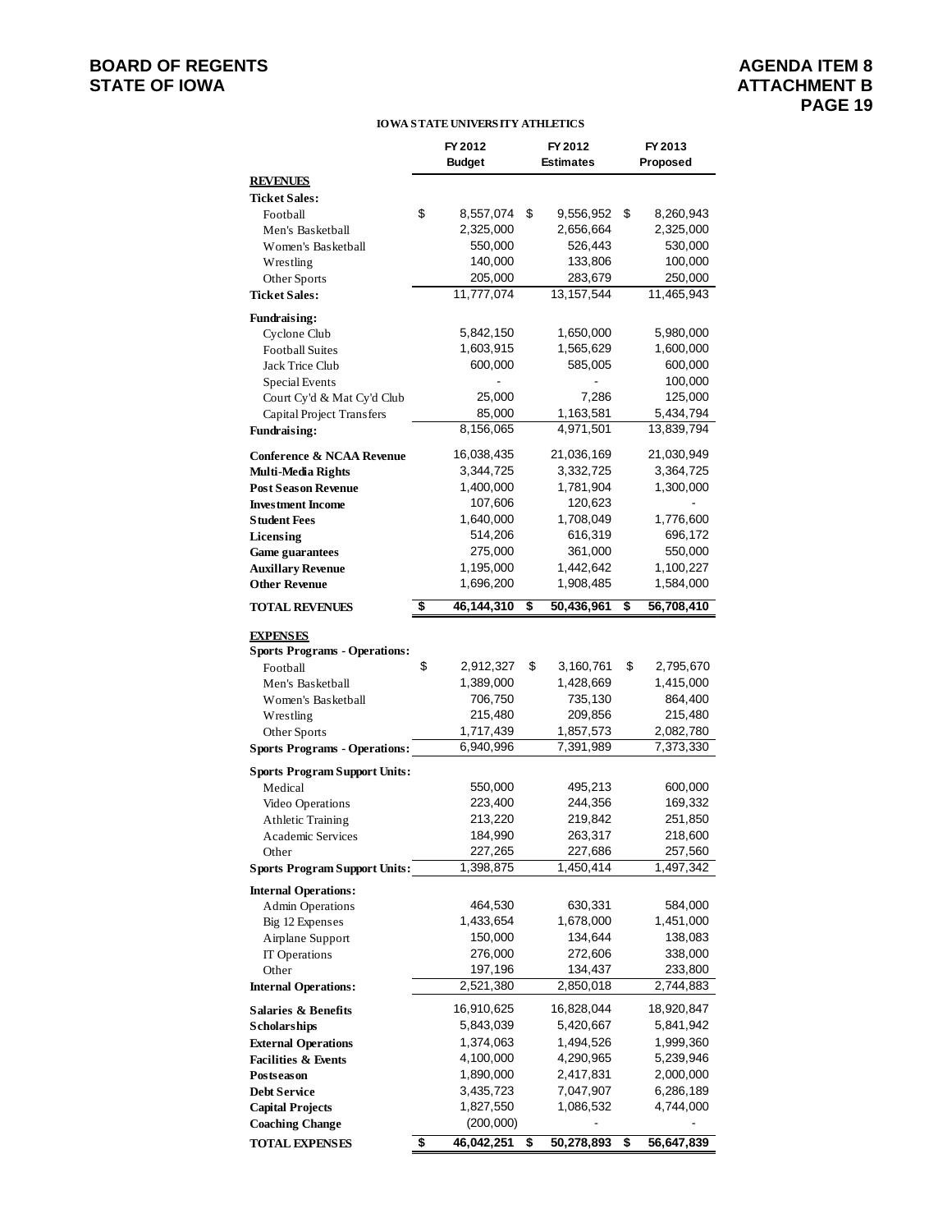**IOWA STATE UNIVERSITY ATHLETICS**

| | FY 2012 Budget | FY 2012 Estimates | FY 2013 Proposed |
|---|---|---|---|
| **REVENUES** | | | |
| **Ticket Sales:** | | | |
| Football | $ 8,557,074 | $ 9,556,952 | $ 8,260,943 |
| Men's Basketball | 2,325,000 | 2,656,664 | 2,325,000 |
| Women's Basketball | 550,000 | 526,443 | 530,000 |
| Wrestling | 140,000 | 133,806 | 100,000 |
| Other Sports | 205,000 | 283,679 | 250,000 |
| **Ticket Sales:** | 11,777,074 | 13,157,544 | 11,465,943 |
| **Fundraising:** | | | |
| Cyclone Club | 5,842,150 | 1,650,000 | 5,980,000 |
| Football Suites | 1,603,915 | 1,565,629 | 1,600,000 |
| Jack Trice Club | 600,000 | 585,005 | 600,000 |
| Special Events | - | - | 100,000 |
| Court Cy'd & Mat Cy'd Club | 25,000 | 7,286 | 125,000 |
| Capital Project Transfers | 85,000 | 1,163,581 | 5,434,794 |
| **Fundraising:** | 8,156,065 | 4,971,501 | 13,839,794 |
| **Conference & NCAA Revenue** | 16,038,435 | 21,036,169 | 21,030,949 |
| **Multi-Media Rights** | 3,344,725 | 3,332,725 | 3,364,725 |
| **Post Season Revenue** | 1,400,000 | 1,781,904 | 1,300,000 |
| **Investment Income** | 107,606 | 120,623 | - |
| **Student Fees** | 1,640,000 | 1,708,049 | 1,776,600 |
| **Licensing** | 514,206 | 616,319 | 696,172 |
| **Game guarantees** | 275,000 | 361,000 | 550,000 |
| **Auxillary Revenue** | 1,195,000 | 1,442,642 | 1,100,227 |
| **Other Revenue** | 1,696,200 | 1,908,485 | 1,584,000 |
| **TOTAL REVENUES** | **$ 46,144,310** | **$ 50,436,961** | **$ 56,708,410** |
| **EXPENSES** | | | |
| **Sports Programs - Operations:** | | | |
| Football | $ 2,912,327 | $ 3,160,761 | $ 2,795,670 |
| Men's Basketball | 1,389,000 | 1,428,669 | 1,415,000 |
| Women's Basketball | 706,750 | 735,130 | 864,400 |
| Wrestling | 215,480 | 209,856 | 215,480 |
| Other Sports | 1,717,439 | 1,857,573 | 2,082,780 |
| **Sports Programs - Operations:** | 6,940,996 | 7,391,989 | 7,373,330 |
| **Sports Program Support Units:** | | | |
| Medical | 550,000 | 495,213 | 600,000 |
| Video Operations | 223,400 | 244,356 | 169,332 |
| Athletic Training | 213,220 | 219,842 | 251,850 |
| Academic Services | 184,990 | 263,317 | 218,600 |
| Other | 227,265 | 227,686 | 257,560 |
| **Sports Program Support Units:** | 1,398,875 | 1,450,414 | 1,497,342 |
| **Internal Operations:** | | | |
| Admin Operations | 464,530 | 630,331 | 584,000 |
| Big 12 Expenses | 1,433,654 | 1,678,000 | 1,451,000 |
| Airplane Support | 150,000 | 134,644 | 138,083 |
| IT Operations | 276,000 | 272,606 | 338,000 |
| Other | 197,196 | 134,437 | 233,800 |
| **Internal Operations:** | 2,521,380 | 2,850,018 | 2,744,883 |
| **Salaries & Benefits** | 16,910,625 | 16,828,044 | 18,920,847 |
| **Scholarships** | 5,843,039 | 5,420,667 | 5,841,942 |
| **External Operations** | 1,374,063 | 1,494,526 | 1,999,360 |
| **Facilities & Events** | 4,100,000 | 4,290,965 | 5,239,946 |
| **Postseason** | 1,890,000 | 2,417,831 | 2,000,000 |
| **Debt Service** | 3,435,723 | 7,047,907 | 6,286,189 |
| **Capital Projects** | 1,827,550 | 1,086,532 | 4,744,000 |
| **Coaching Change** | (200,000) | - | - |
| **TOTAL EXPENSES** | **$ 46,042,251** | **$ 50,278,893** | **$ 56,647,839** |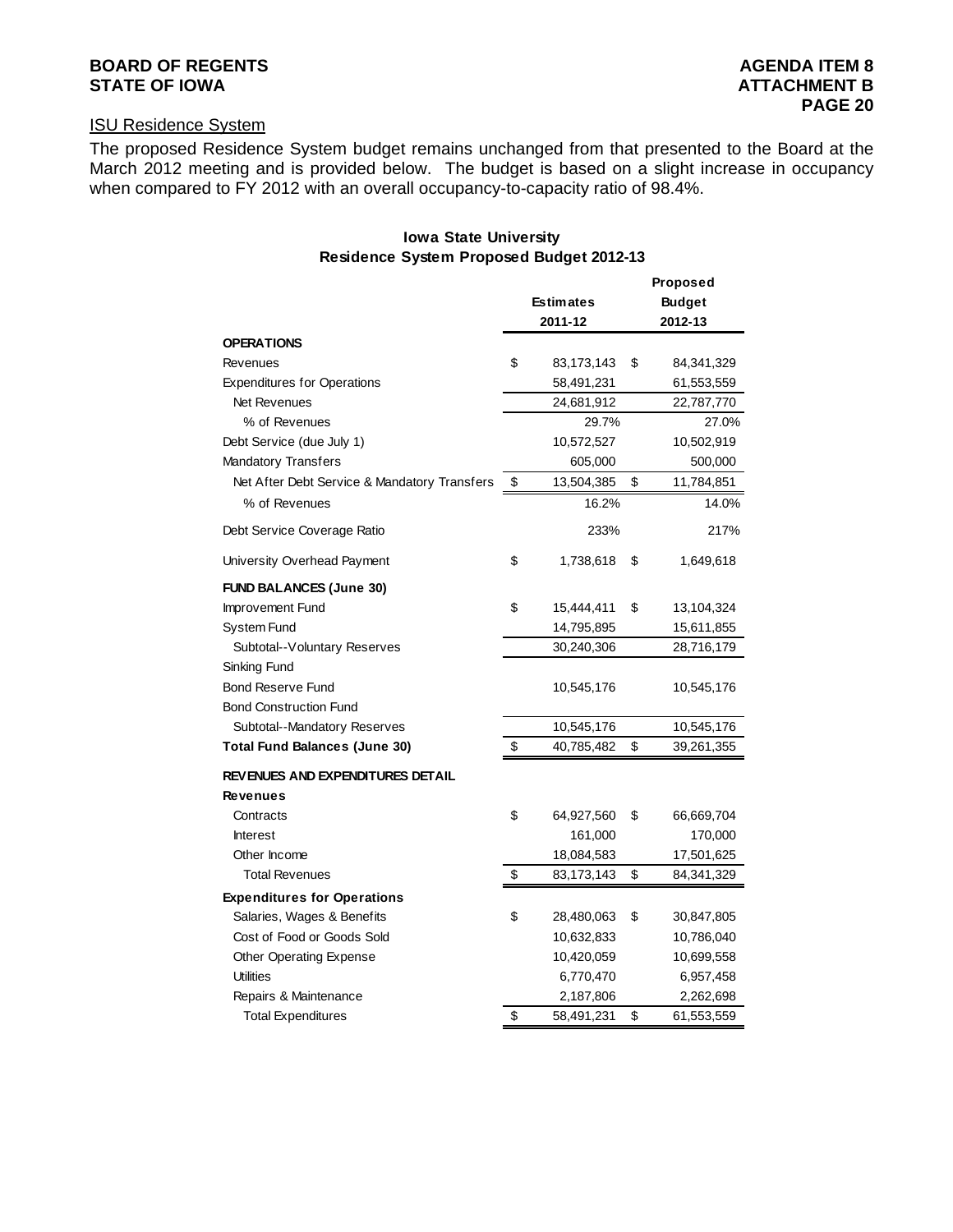## ISU Residence System

The proposed Residence System budget remains unchanged from that presented to the Board at the March 2012 meeting and is provided below. The budget is based on a slight increase in occupancy when compared to FY 2012 with an overall occupancy-to-capacity ratio of 98.4%.

**Iowa State University**
**Residence System Proposed Budget 2012-13**

| | Estimates 2011-12 | Proposed Budget 2012-13 |
|---|---|---|
| **OPERATIONS** | | |
| Revenues | $ 83,173,143 | $ 84,341,329 |
| Expenditures for Operations | 58,491,231 | 61,553,559 |
| Net Revenues | 24,681,912 | 22,787,770 |
| % of Revenues | 29.7% | 27.0% |
| Debt Service (due July 1) | 10,572,527 | 10,502,919 |
| Mandatory Transfers | 605,000 | 500,000 |
| Net After Debt Service & Mandatory Transfers | $ 13,504,385 | $ 11,784,851 |
| % of Revenues | 16.2% | 14.0% |
| Debt Service Coverage Ratio | 233% | 217% |
| University Overhead Payment | $ 1,738,618 | $ 1,649,618 |
| **FUND BALANCES (June 30)** | | |
| Improvement Fund | $ 15,444,411 | $ 13,104,324 |
| System Fund | 14,795,895 | 15,611,855 |
| Subtotal--Voluntary Reserves | 30,240,306 | 28,716,179 |
| Sinking Fund | | |
| Bond Reserve Fund | 10,545,176 | 10,545,176 |
| Bond Construction Fund | | |
| Subtotal--Mandatory Reserves | 10,545,176 | 10,545,176 |
| **Total Fund Balances (June 30)** | $ 40,785,482 | $ 39,261,355 |
| **REVENUES AND EXPENDITURES DETAIL** | | |
| **Revenues** | | |
| Contracts | $ 64,927,560 | $ 66,669,704 |
| Interest | 161,000 | 170,000 |
| Other Income | 18,084,583 | 17,501,625 |
| Total Revenues | $ 83,173,143 | $ 84,341,329 |
| **Expenditures for Operations** | | |
| Salaries, Wages & Benefits | $ 28,480,063 | $ 30,847,805 |
| Cost of Food or Goods Sold | 10,632,833 | 10,786,040 |
| Other Operating Expense | 10,420,059 | 10,699,558 |
| Utilities | 6,770,470 | 6,957,458 |
| Repairs & Maintenance | 2,187,806 | 2,262,698 |
| Total Expenditures | $ 58,491,231 | $ 61,553,559 |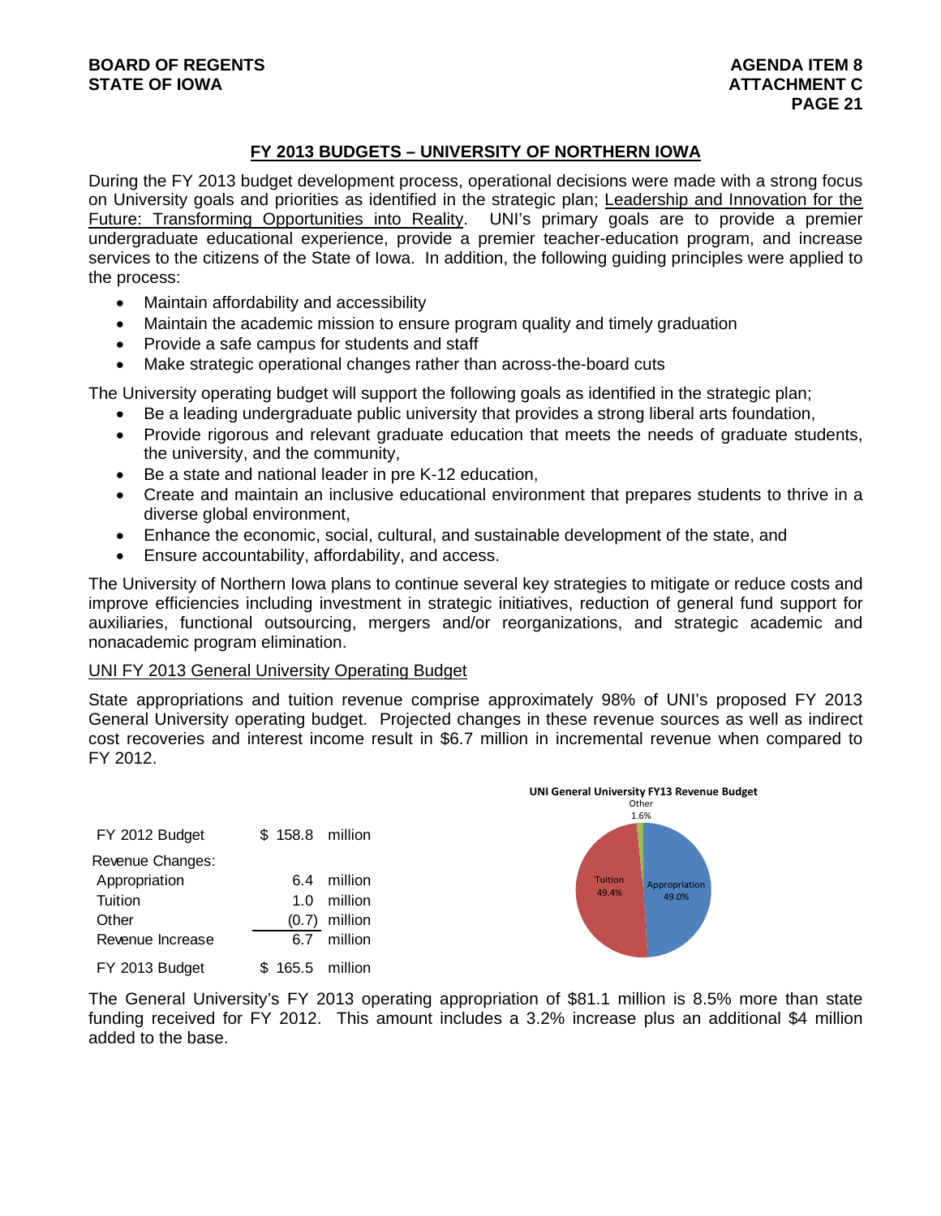## FY 2013 BUDGETS – UNIVERSITY OF NORTHERN IOWA

During the FY 2013 budget development process, operational decisions were made with a strong focus on University goals and priorities as identified in the strategic plan; Leadership and Innovation for the Future: Transforming Opportunities into Reality. UNI's primary goals are to provide a premier undergraduate educational experience, provide a premier teacher-education program, and increase services to the citizens of the State of Iowa. In addition, the following guiding principles were applied to the process:

- Maintain affordability and accessibility
- Maintain the academic mission to ensure program quality and timely graduation
- Provide a safe campus for students and staff
- Make strategic operational changes rather than across-the-board cuts

The University operating budget will support the following goals as identified in the strategic plan;

- Be a leading undergraduate public university that provides a strong liberal arts foundation,
- Provide rigorous and relevant graduate education that meets the needs of graduate students, the university, and the community,
- Be a state and national leader in pre K-12 education,
- Create and maintain an inclusive educational environment that prepares students to thrive in a diverse global environment,
- Enhance the economic, social, cultural, and sustainable development of the state, and
- Ensure accountability, affordability, and access.

The University of Northern Iowa plans to continue several key strategies to mitigate or reduce costs and improve efficiencies including investment in strategic initiatives, reduction of general fund support for auxiliaries, functional outsourcing, mergers and/or reorganizations, and strategic academic and nonacademic program elimination.

### UNI FY 2013 General University Operating Budget

State appropriations and tuition revenue comprise approximately 98% of UNI's proposed FY 2013 General University operating budget. Projected changes in these revenue sources as well as indirect cost recoveries and interest income result in $6.7 million in incremental revenue when compared to FY 2012.

| | | |
|---|---|---|
| FY 2012 Budget | $ 158.8 | million |
| Revenue Changes: | | |
| Appropriation | 6.4 | million |
| Tuition | 1.0 | million |
| Other | (0.7) | million |
| Revenue Increase | 6.7 | million |
| FY 2013 Budget | $ 165.5 | million |

**UNI General University FY13 Revenue Budget**

| Source | Share |
|---|---|
| Appropriation | 49.0% |
| Tuition | 49.4% |
| Other | 1.6% |

The General University's FY 2013 operating appropriation of $81.1 million is 8.5% more than state funding received for FY 2012. This amount includes a 3.2% increase plus an additional $4 million added to the base.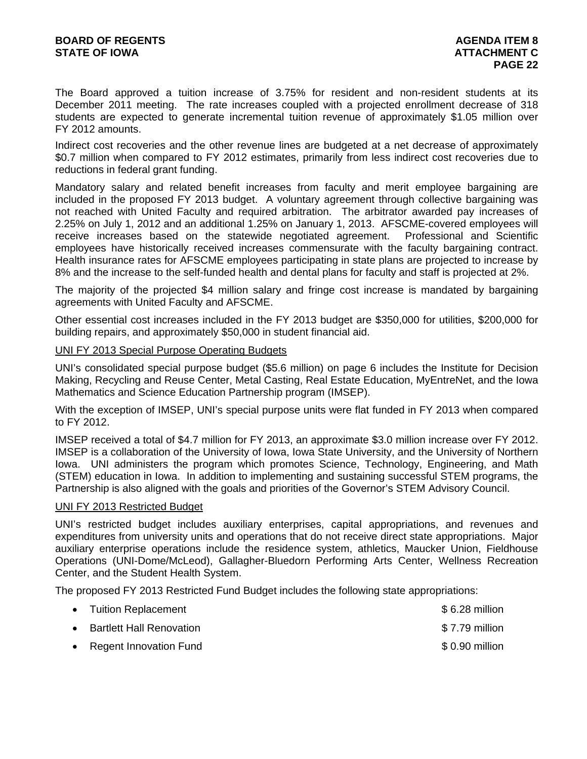The Board approved a tuition increase of 3.75% for resident and non-resident students at its December 2011 meeting. The rate increases coupled with a projected enrollment decrease of 318 students are expected to generate incremental tuition revenue of approximately $1.05 million over FY 2012 amounts.

Indirect cost recoveries and the other revenue lines are budgeted at a net decrease of approximately $0.7 million when compared to FY 2012 estimates, primarily from less indirect cost recoveries due to reductions in federal grant funding.

Mandatory salary and related benefit increases from faculty and merit employee bargaining are included in the proposed FY 2013 budget. A voluntary agreement through collective bargaining was not reached with United Faculty and required arbitration. The arbitrator awarded pay increases of 2.25% on July 1, 2012 and an additional 1.25% on January 1, 2013. AFSCME-covered employees will receive increases based on the statewide negotiated agreement. Professional and Scientific employees have historically received increases commensurate with the faculty bargaining contract. Health insurance rates for AFSCME employees participating in state plans are projected to increase by 8% and the increase to the self-funded health and dental plans for faculty and staff is projected at 2%.

The majority of the projected $4 million salary and fringe cost increase is mandated by bargaining agreements with United Faculty and AFSCME.

Other essential cost increases included in the FY 2013 budget are $350,000 for utilities, $200,000 for building repairs, and approximately $50,000 in student financial aid.

UNI FY 2013 Special Purpose Operating Budgets

UNI's consolidated special purpose budget ($5.6 million) on page 6 includes the Institute for Decision Making, Recycling and Reuse Center, Metal Casting, Real Estate Education, MyEntreNet, and the Iowa Mathematics and Science Education Partnership program (IMSEP).

With the exception of IMSEP, UNI's special purpose units were flat funded in FY 2013 when compared to FY 2012.

IMSEP received a total of $4.7 million for FY 2013, an approximate $3.0 million increase over FY 2012. IMSEP is a collaboration of the University of Iowa, Iowa State University, and the University of Northern Iowa. UNI administers the program which promotes Science, Technology, Engineering, and Math (STEM) education in Iowa. In addition to implementing and sustaining successful STEM programs, the Partnership is also aligned with the goals and priorities of the Governor's STEM Advisory Council.

UNI FY 2013 Restricted Budget

UNI's restricted budget includes auxiliary enterprises, capital appropriations, and revenues and expenditures from university units and operations that do not receive direct state appropriations. Major auxiliary enterprise operations include the residence system, athletics, Maucker Union, Fieldhouse Operations (UNI-Dome/McLeod), Gallagher-Bluedorn Performing Arts Center, Wellness Recreation Center, and the Student Health System.

The proposed FY 2013 Restricted Fund Budget includes the following state appropriations:

- Tuition Replacement $ 6.28 million
- Bartlett Hall Renovation $ 7.79 million
- Regent Innovation Fund $ 0.90 million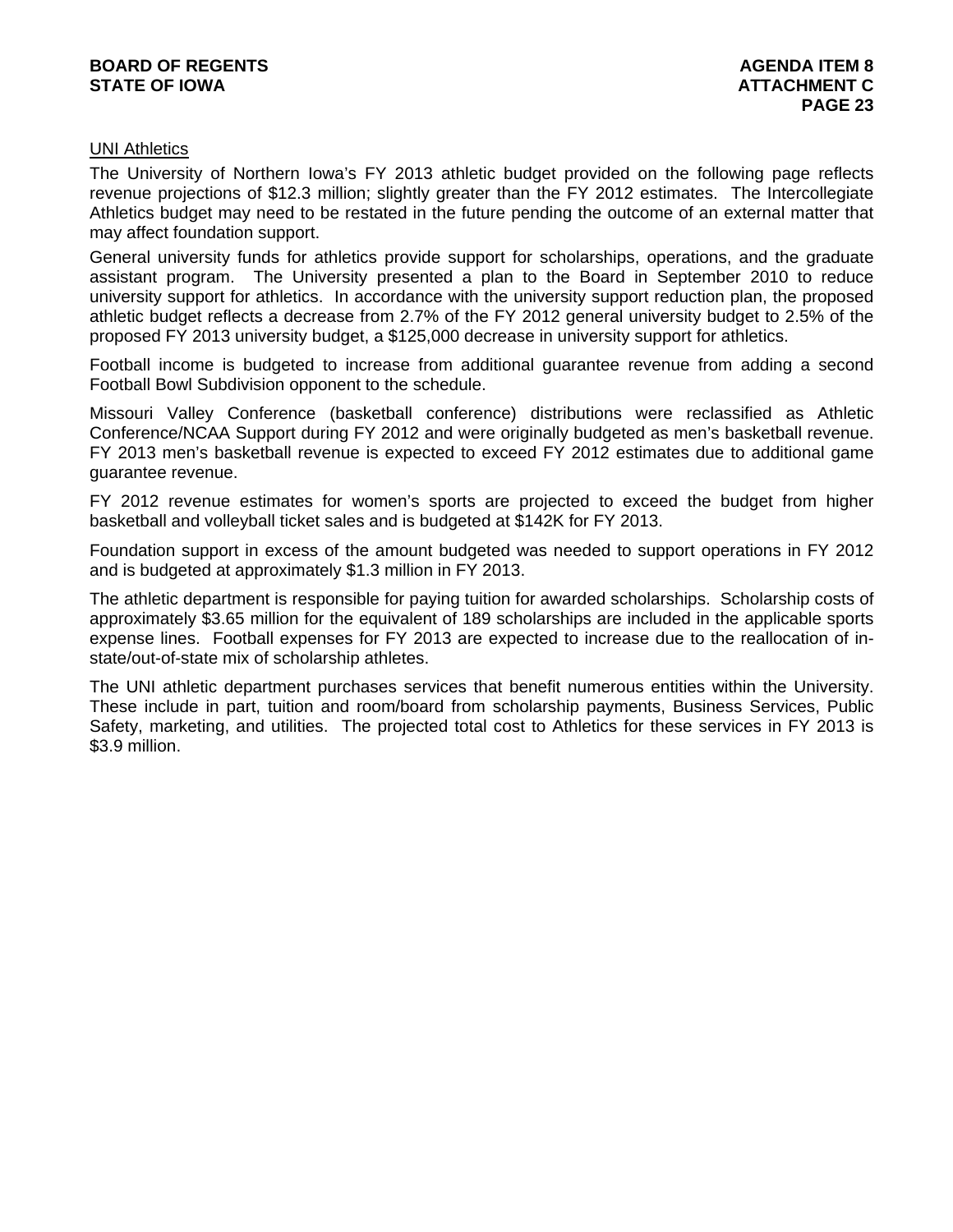UNI Athletics

The University of Northern Iowa's FY 2013 athletic budget provided on the following page reflects revenue projections of $12.3 million; slightly greater than the FY 2012 estimates. The Intercollegiate Athletics budget may need to be restated in the future pending the outcome of an external matter that may affect foundation support.

General university funds for athletics provide support for scholarships, operations, and the graduate assistant program. The University presented a plan to the Board in September 2010 to reduce university support for athletics. In accordance with the university support reduction plan, the proposed athletic budget reflects a decrease from 2.7% of the FY 2012 general university budget to 2.5% of the proposed FY 2013 university budget, a $125,000 decrease in university support for athletics.

Football income is budgeted to increase from additional guarantee revenue from adding a second Football Bowl Subdivision opponent to the schedule.

Missouri Valley Conference (basketball conference) distributions were reclassified as Athletic Conference/NCAA Support during FY 2012 and were originally budgeted as men's basketball revenue. FY 2013 men's basketball revenue is expected to exceed FY 2012 estimates due to additional game guarantee revenue.

FY 2012 revenue estimates for women's sports are projected to exceed the budget from higher basketball and volleyball ticket sales and is budgeted at $142K for FY 2013.

Foundation support in excess of the amount budgeted was needed to support operations in FY 2012 and is budgeted at approximately $1.3 million in FY 2013.

The athletic department is responsible for paying tuition for awarded scholarships. Scholarship costs of approximately $3.65 million for the equivalent of 189 scholarships are included in the applicable sports expense lines. Football expenses for FY 2013 are expected to increase due to the reallocation of in-state/out-of-state mix of scholarship athletes.

The UNI athletic department purchases services that benefit numerous entities within the University. These include in part, tuition and room/board from scholarship payments, Business Services, Public Safety, marketing, and utilities. The projected total cost to Athletics for these services in FY 2013 is $3.9 million.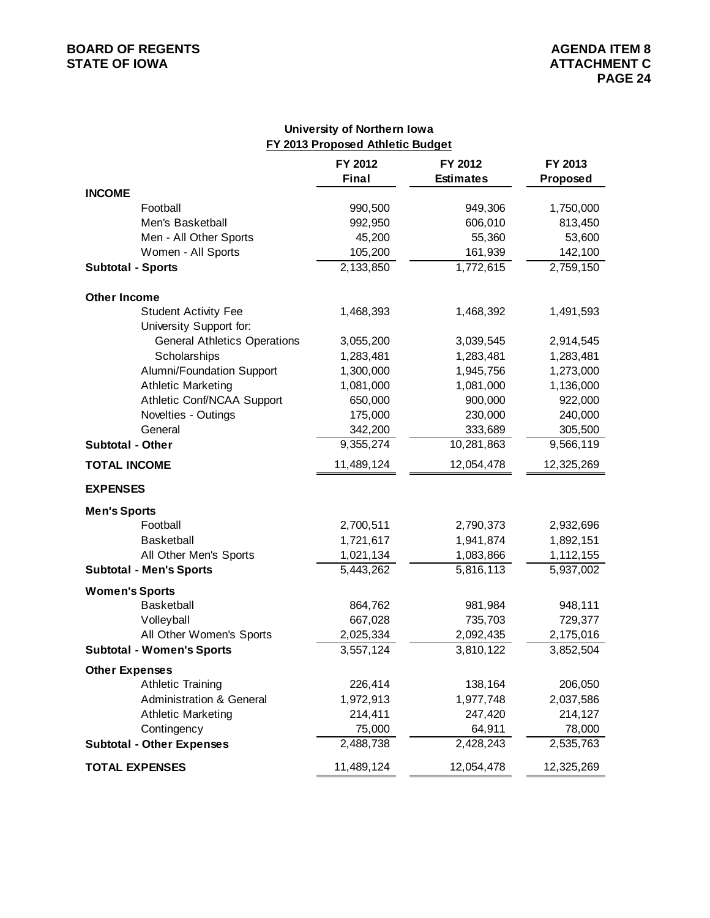## University of Northern Iowa

### FY 2013 Proposed Athletic Budget

| | FY 2012 Final | FY 2012 Estimates | FY 2013 Proposed |
|---|---|---|---|
| **INCOME** | | | |
| Football | 990,500 | 949,306 | 1,750,000 |
| Men's Basketball | 992,950 | 606,010 | 813,450 |
| Men - All Other Sports | 45,200 | 55,360 | 53,600 |
| Women - All Sports | 105,200 | 161,939 | 142,100 |
| **Subtotal - Sports** | 2,133,850 | 1,772,615 | 2,759,150 |
| **Other Income** | | | |
| Student Activity Fee | 1,468,393 | 1,468,392 | 1,491,593 |
| University Support for: | | | |
| General Athletics Operations | 3,055,200 | 3,039,545 | 2,914,545 |
| Scholarships | 1,283,481 | 1,283,481 | 1,283,481 |
| Alumni/Foundation Support | 1,300,000 | 1,945,756 | 1,273,000 |
| Athletic Marketing | 1,081,000 | 1,081,000 | 1,136,000 |
| Athletic Conf/NCAA Support | 650,000 | 900,000 | 922,000 |
| Novelties - Outings | 175,000 | 230,000 | 240,000 |
| General | 342,200 | 333,689 | 305,500 |
| **Subtotal - Other** | 9,355,274 | 10,281,863 | 9,566,119 |
| **TOTAL INCOME** | 11,489,124 | 12,054,478 | 12,325,269 |
| **EXPENSES** | | | |
| **Men's Sports** | | | |
| Football | 2,700,511 | 2,790,373 | 2,932,696 |
| Basketball | 1,721,617 | 1,941,874 | 1,892,151 |
| All Other Men's Sports | 1,021,134 | 1,083,866 | 1,112,155 |
| **Subtotal - Men's Sports** | 5,443,262 | 5,816,113 | 5,937,002 |
| **Women's Sports** | | | |
| Basketball | 864,762 | 981,984 | 948,111 |
| Volleyball | 667,028 | 735,703 | 729,377 |
| All Other Women's Sports | 2,025,334 | 2,092,435 | 2,175,016 |
| **Subtotal - Women's Sports** | 3,557,124 | 3,810,122 | 3,852,504 |
| **Other Expenses** | | | |
| Athletic Training | 226,414 | 138,164 | 206,050 |
| Administration & General | 1,972,913 | 1,977,748 | 2,037,586 |
| Athletic Marketing | 214,411 | 247,420 | 214,127 |
| Contingency | 75,000 | 64,911 | 78,000 |
| **Subtotal - Other Expenses** | 2,488,738 | 2,428,243 | 2,535,763 |
| **TOTAL EXPENSES** | 11,489,124 | 12,054,478 | 12,325,269 |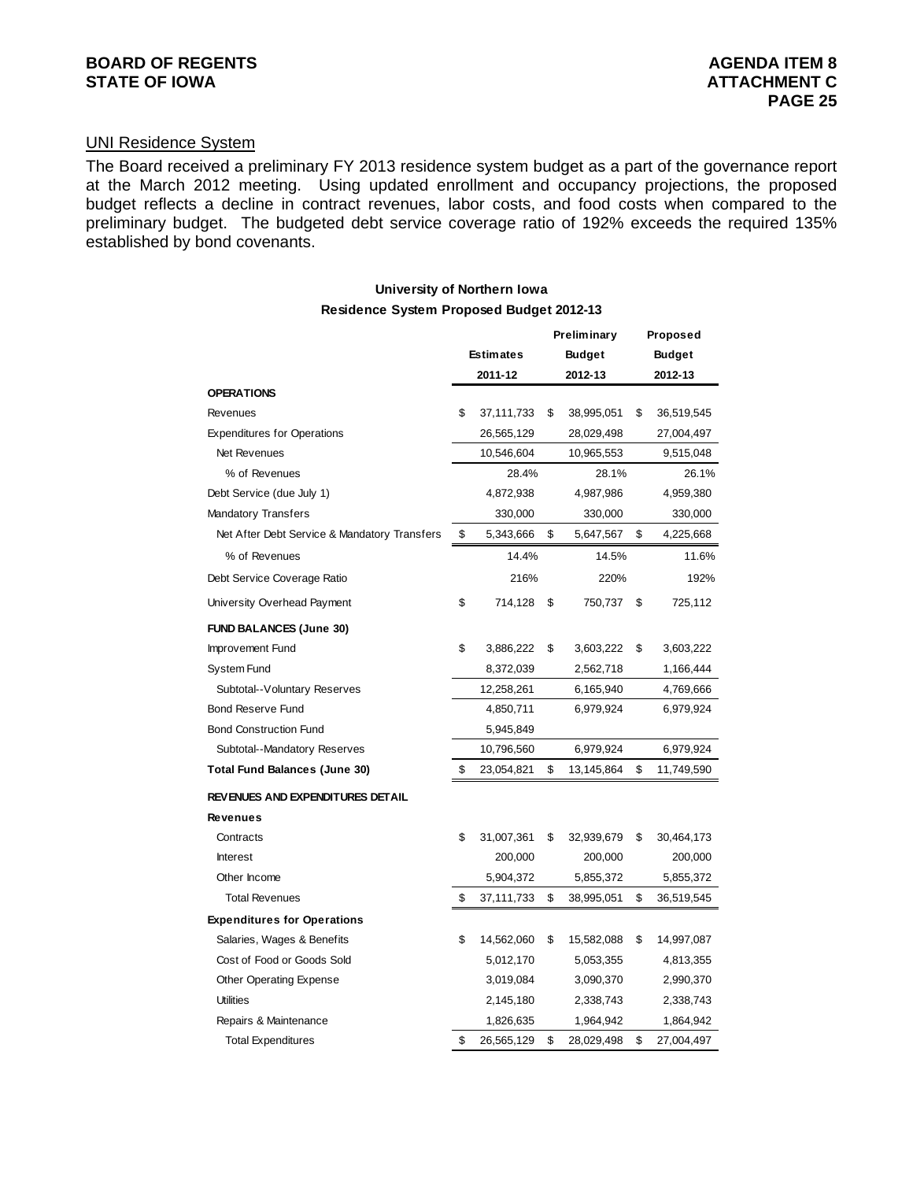## UNI Residence System

The Board received a preliminary FY 2013 residence system budget as a part of the governance report at the March 2012 meeting. Using updated enrollment and occupancy projections, the proposed budget reflects a decline in contract revenues, labor costs, and food costs when compared to the preliminary budget. The budgeted debt service coverage ratio of 192% exceeds the required 135% established by bond covenants.

**University of Northern Iowa**
**Residence System Proposed Budget 2012-13**

| | Estimates 2011-12 | Preliminary Budget 2012-13 | Proposed Budget 2012-13 |
|---|---|---|---|
| **OPERATIONS** | | | |
| Revenues | $ 37,111,733 | $ 38,995,051 | $ 36,519,545 |
| Expenditures for Operations | 26,565,129 | 28,029,498 | 27,004,497 |
| Net Revenues | 10,546,604 | 10,965,553 | 9,515,048 |
| % of Revenues | 28.4% | 28.1% | 26.1% |
| Debt Service (due July 1) | 4,872,938 | 4,987,986 | 4,959,380 |
| Mandatory Transfers | 330,000 | 330,000 | 330,000 |
| Net After Debt Service & Mandatory Transfers | $ 5,343,666 | $ 5,647,567 | $ 4,225,668 |
| % of Revenues | 14.4% | 14.5% | 11.6% |
| Debt Service Coverage Ratio | 216% | 220% | 192% |
| University Overhead Payment | $ 714,128 | $ 750,737 | $ 725,112 |
| **FUND BALANCES (June 30)** | | | |
| Improvement Fund | $ 3,886,222 | $ 3,603,222 | $ 3,603,222 |
| System Fund | 8,372,039 | 2,562,718 | 1,166,444 |
| Subtotal--Voluntary Reserves | 12,258,261 | 6,165,940 | 4,769,666 |
| Bond Reserve Fund | 4,850,711 | 6,979,924 | 6,979,924 |
| Bond Construction Fund | 5,945,849 | | |
| Subtotal--Mandatory Reserves | 10,796,560 | 6,979,924 | 6,979,924 |
| **Total Fund Balances (June 30)** | $ 23,054,821 | $ 13,145,864 | $ 11,749,590 |
| **REVENUES AND EXPENDITURES DETAIL** | | | |
| **Revenues** | | | |
| Contracts | $ 31,007,361 | $ 32,939,679 | $ 30,464,173 |
| Interest | 200,000 | 200,000 | 200,000 |
| Other Income | 5,904,372 | 5,855,372 | 5,855,372 |
| Total Revenues | $ 37,111,733 | $ 38,995,051 | $ 36,519,545 |
| **Expenditures for Operations** | | | |
| Salaries, Wages & Benefits | $ 14,562,060 | $ 15,582,088 | $ 14,997,087 |
| Cost of Food or Goods Sold | 5,012,170 | 5,053,355 | 4,813,355 |
| Other Operating Expense | 3,019,084 | 3,090,370 | 2,990,370 |
| Utilities | 2,145,180 | 2,338,743 | 2,338,743 |
| Repairs & Maintenance | 1,826,635 | 1,964,942 | 1,864,942 |
| Total Expenditures | $ 26,565,129 | $ 28,029,498 | $ 27,004,497 |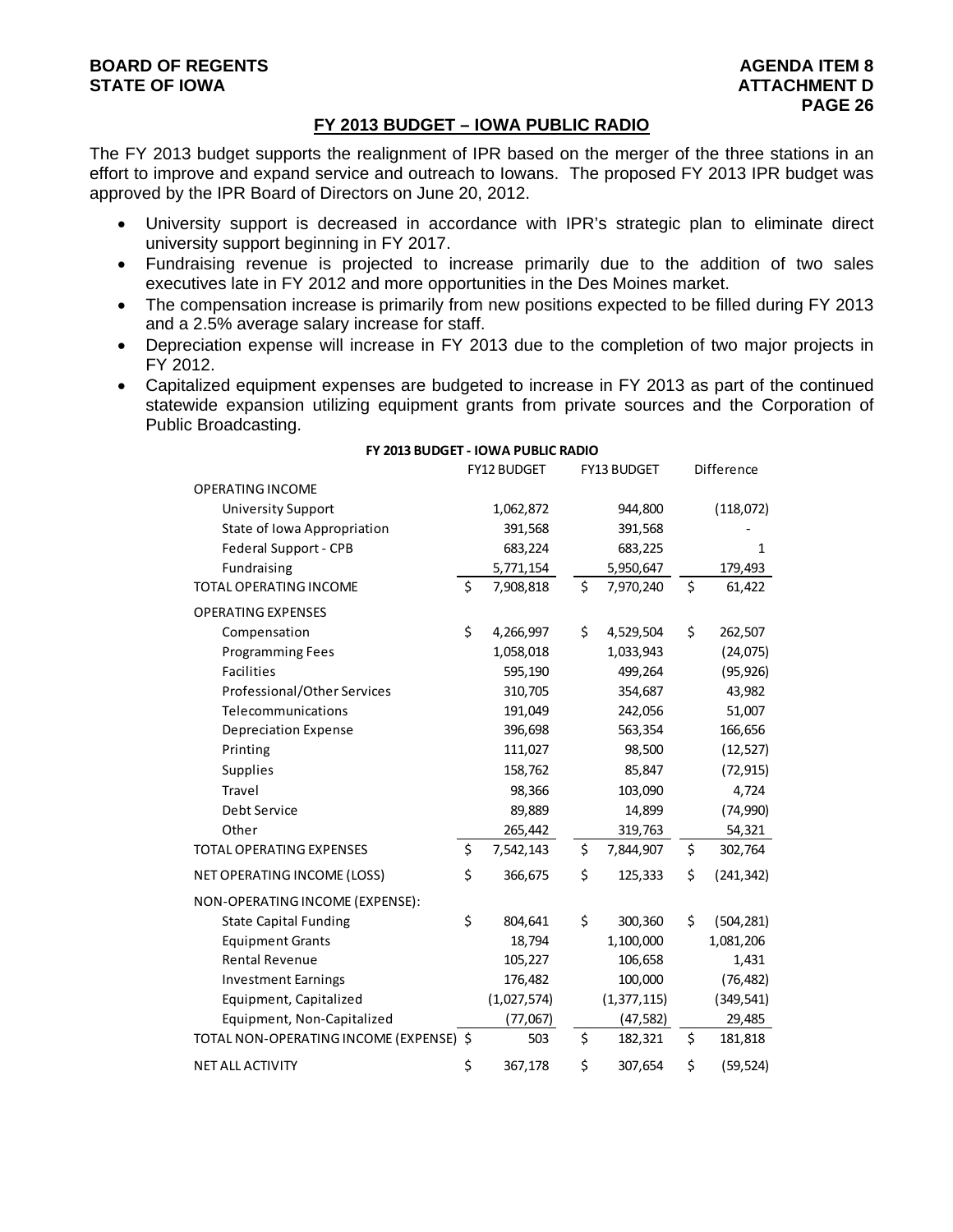## FY 2013 BUDGET – IOWA PUBLIC RADIO

The FY 2013 budget supports the realignment of IPR based on the merger of the three stations in an effort to improve and expand service and outreach to Iowans. The proposed FY 2013 IPR budget was approved by the IPR Board of Directors on June 20, 2012.

- University support is decreased in accordance with IPR's strategic plan to eliminate direct university support beginning in FY 2017.
- Fundraising revenue is projected to increase primarily due to the addition of two sales executives late in FY 2012 and more opportunities in the Des Moines market.
- The compensation increase is primarily from new positions expected to be filled during FY 2013 and a 2.5% average salary increase for staff.
- Depreciation expense will increase in FY 2013 due to the completion of two major projects in FY 2012.
- Capitalized equipment expenses are budgeted to increase in FY 2013 as part of the continued statewide expansion utilizing equipment grants from private sources and the Corporation of Public Broadcasting.

**FY 2013 BUDGET - IOWA PUBLIC RADIO**

| | FY12 BUDGET | FY13 BUDGET | Difference |
|---|---|---|---|
| OPERATING INCOME | | | |
| University Support | 1,062,872 | 944,800 | (118,072) |
| State of Iowa Appropriation | 391,568 | 391,568 | - |
| Federal Support - CPB | 683,224 | 683,225 | 1 |
| Fundraising | 5,771,154 | 5,950,647 | 179,493 |
| TOTAL OPERATING INCOME | $ 7,908,818 | $ 7,970,240 | $ 61,422 |
| OPERATING EXPENSES | | | |
| Compensation | $ 4,266,997 | $ 4,529,504 | $ 262,507 |
| Programming Fees | 1,058,018 | 1,033,943 | (24,075) |
| Facilities | 595,190 | 499,264 | (95,926) |
| Professional/Other Services | 310,705 | 354,687 | 43,982 |
| Telecommunications | 191,049 | 242,056 | 51,007 |
| Depreciation Expense | 396,698 | 563,354 | 166,656 |
| Printing | 111,027 | 98,500 | (12,527) |
| Supplies | 158,762 | 85,847 | (72,915) |
| Travel | 98,366 | 103,090 | 4,724 |
| Debt Service | 89,889 | 14,899 | (74,990) |
| Other | 265,442 | 319,763 | 54,321 |
| TOTAL OPERATING EXPENSES | $ 7,542,143 | $ 7,844,907 | $ 302,764 |
| NET OPERATING INCOME (LOSS) | $ 366,675 | $ 125,333 | $ (241,342) |
| NON-OPERATING INCOME (EXPENSE): | | | |
| State Capital Funding | $ 804,641 | $ 300,360 | $ (504,281) |
| Equipment Grants | 18,794 | 1,100,000 | 1,081,206 |
| Rental Revenue | 105,227 | 106,658 | 1,431 |
| Investment Earnings | 176,482 | 100,000 | (76,482) |
| Equipment, Capitalized | (1,027,574) | (1,377,115) | (349,541) |
| Equipment, Non-Capitalized | (77,067) | (47,582) | 29,485 |
| TOTAL NON-OPERATING INCOME (EXPENSE) | $ 503 | $ 182,321 | $ 181,818 |
| NET ALL ACTIVITY | $ 367,178 | $ 307,654 | $ (59,524) |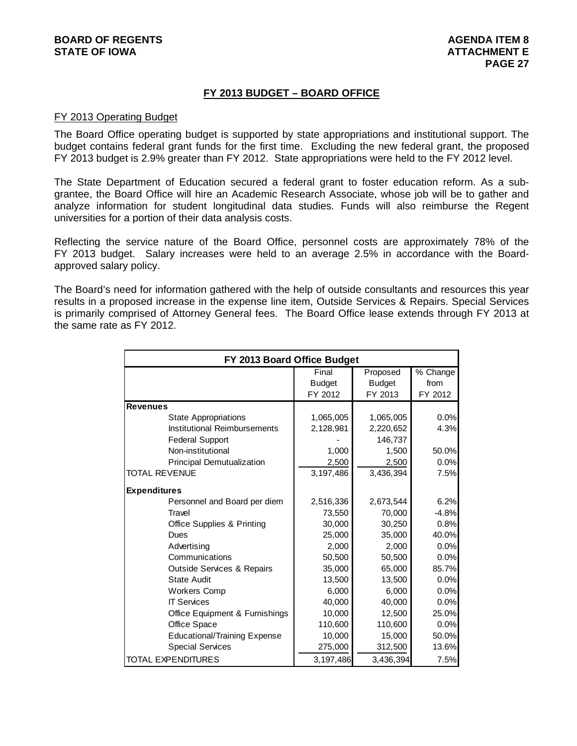## FY 2013 BUDGET – BOARD OFFICE

FY 2013 Operating Budget

The Board Office operating budget is supported by state appropriations and institutional support. The budget contains federal grant funds for the first time. Excluding the new federal grant, the proposed FY 2013 budget is 2.9% greater than FY 2012. State appropriations were held to the FY 2012 level.

The State Department of Education secured a federal grant to foster education reform. As a sub-grantee, the Board Office will hire an Academic Research Associate, whose job will be to gather and analyze information for student longitudinal data studies. Funds will also reimburse the Regent universities for a portion of their data analysis costs.

Reflecting the service nature of the Board Office, personnel costs are approximately 78% of the FY 2013 budget. Salary increases were held to an average 2.5% in accordance with the Board-approved salary policy.

The Board's need for information gathered with the help of outside consultants and resources this year results in a proposed increase in the expense line item, Outside Services & Repairs. Special Services is primarily comprised of Attorney General fees. The Board Office lease extends through FY 2013 at the same rate as FY 2012.

| FY 2013 Board Office Budget | Final Budget FY 2012 | Proposed Budget FY 2013 | % Change from FY 2012 |
|---|---|---|---|
| **Revenues** | | | |
| State Appropriations | 1,065,005 | 1,065,005 | 0.0% |
| Institutional Reimbursements | 2,128,981 | 2,220,652 | 4.3% |
| Federal Support | - | 146,737 | |
| Non-institutional | 1,000 | 1,500 | 50.0% |
| Principal Demutualization | 2,500 | 2,500 | 0.0% |
| TOTAL REVENUE | 3,197,486 | 3,436,394 | 7.5% |
| **Expenditures** | | | |
| Personnel and Board per diem | 2,516,336 | 2,673,544 | 6.2% |
| Travel | 73,550 | 70,000 | -4.8% |
| Office Supplies & Printing | 30,000 | 30,250 | 0.8% |
| Dues | 25,000 | 35,000 | 40.0% |
| Advertising | 2,000 | 2,000 | 0.0% |
| Communications | 50,500 | 50,500 | 0.0% |
| Outside Services & Repairs | 35,000 | 65,000 | 85.7% |
| State Audit | 13,500 | 13,500 | 0.0% |
| Workers Comp | 6,000 | 6,000 | 0.0% |
| IT Services | 40,000 | 40,000 | 0.0% |
| Office Equipment & Furnishings | 10,000 | 12,500 | 25.0% |
| Office Space | 110,600 | 110,600 | 0.0% |
| Educational/Training Expense | 10,000 | 15,000 | 50.0% |
| Special Services | 275,000 | 312,500 | 13.6% |
| TOTAL EXPENDITURES | 3,197,486 | 3,436,394 | 7.5% |